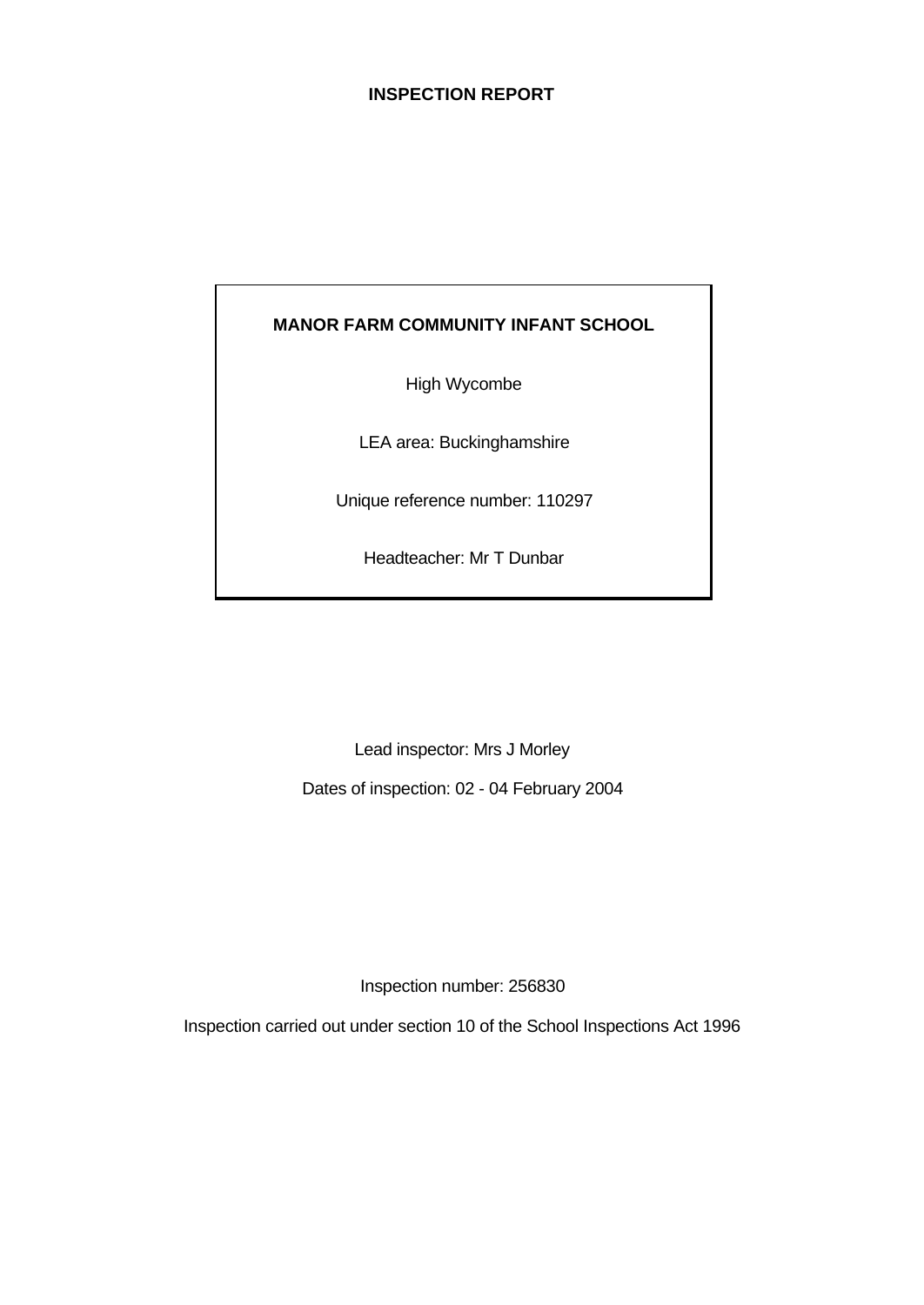# INSPECTION REPORT

**MANOR FARM COMMUNITY INFANT SCHOOL**

High Wycombe

LEA area: Buckinghamshire

Unique reference number: 110297

Headteacher: Mr T Dunbar

Lead inspector: Mrs J Morley

Dates of inspection: 02 - 04 February 2004

Inspection number: 256830

Inspection carried out under section 10 of the School Inspections Act 1996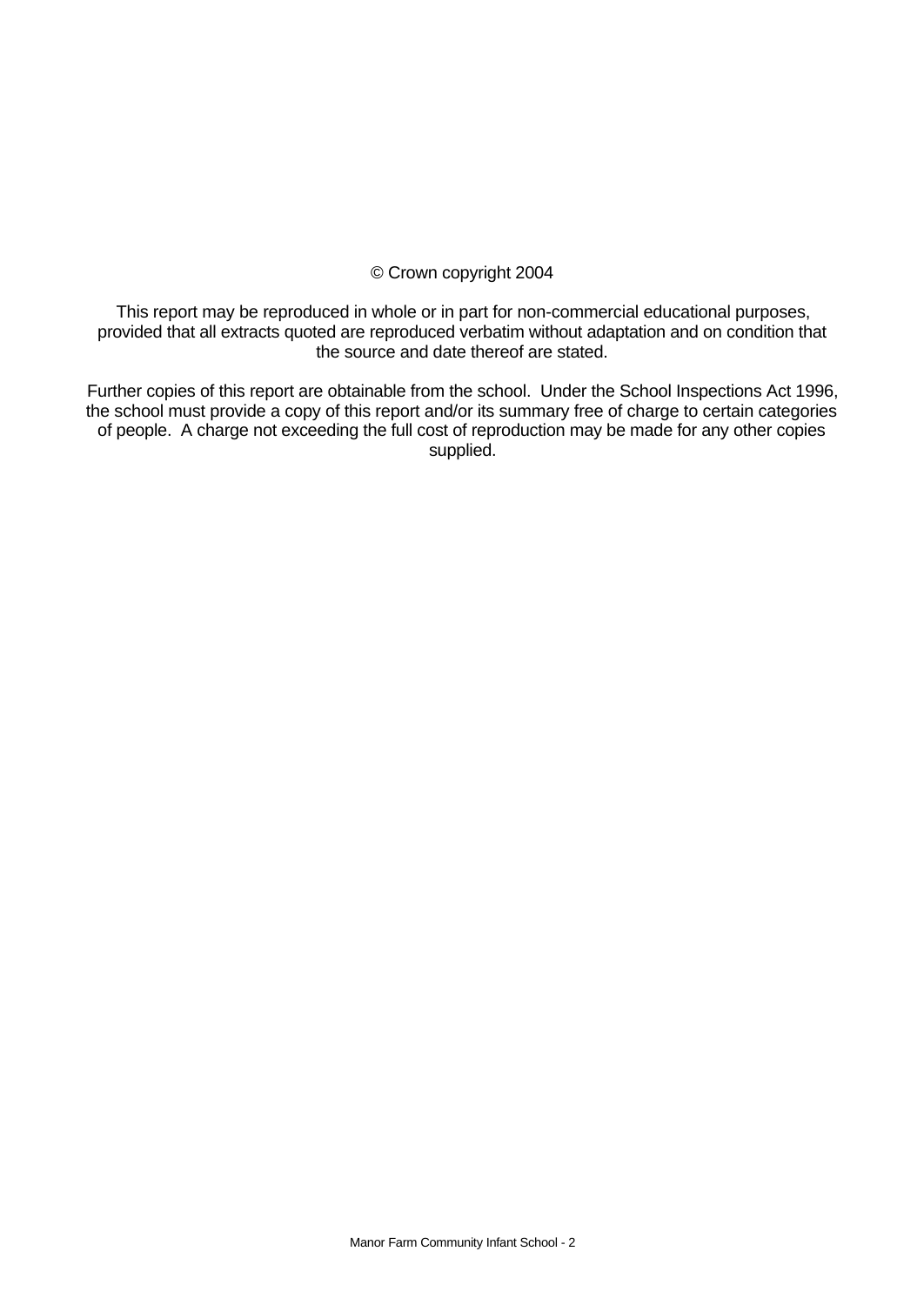© Crown copyright 2004

This report may be reproduced in whole or in part for non-commercial educational purposes, provided that all extracts quoted are reproduced verbatim without adaptation and on condition that the source and date thereof are stated.

Further copies of this report are obtainable from the school. Under the School Inspections Act 1996, the school must provide a copy of this report and/or its summary free of charge to certain categories of people. A charge not exceeding the full cost of reproduction may be made for any other copies supplied.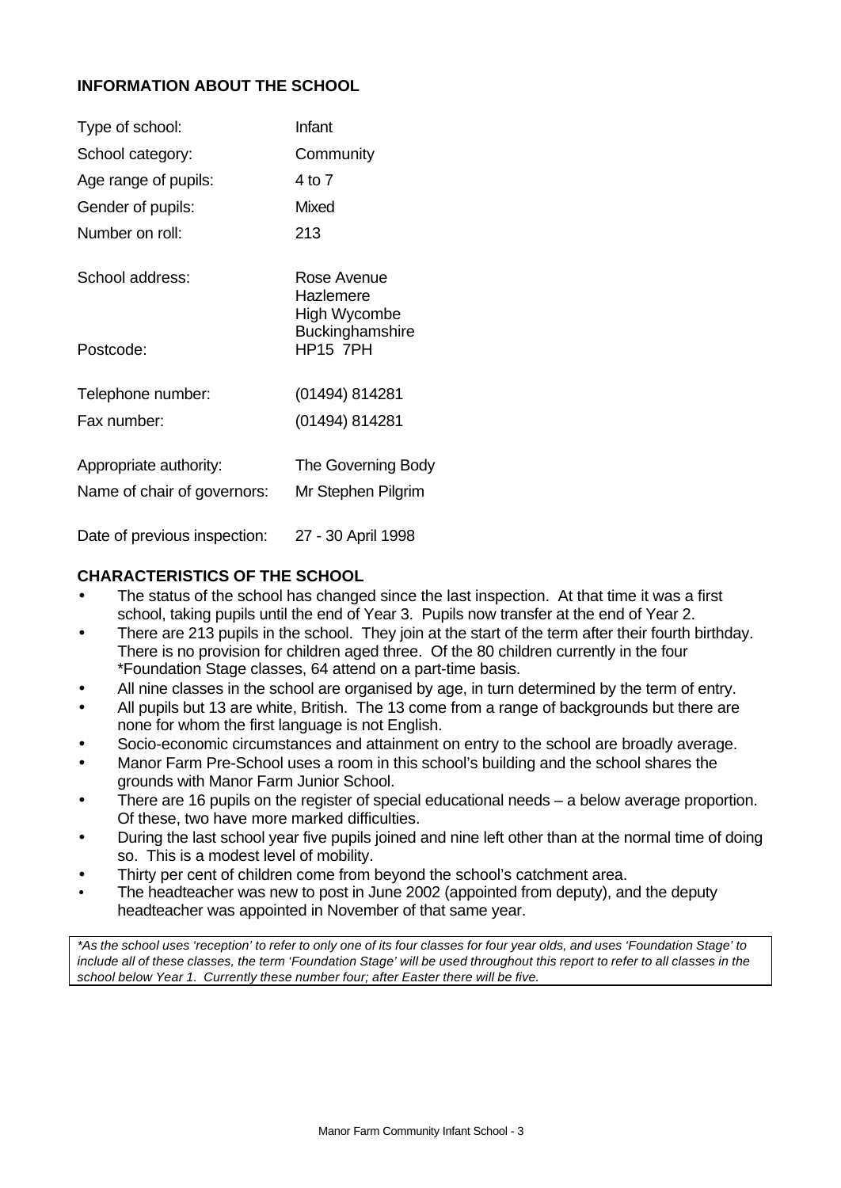## INFORMATION ABOUT THE SCHOOL

| | |
|---|---|
| Type of school: | Infant |
| School category: | Community |
| Age range of pupils: | 4 to 7 |
| Gender of pupils: | Mixed |
| Number on roll: | 213 |
| School address: | Rose Avenue<br>Hazlemere<br>High Wycombe<br>Buckinghamshire |
| Postcode: | HP15 7PH |
| Telephone number: | (01494) 814281 |
| Fax number: | (01494) 814281 |
| Appropriate authority: | The Governing Body |
| Name of chair of governors: | Mr Stephen Pilgrim |
| Date of previous inspection: | 27 - 30 April 1998 |

## CHARACTERISTICS OF THE SCHOOL

- The status of the school has changed since the last inspection. At that time it was a first school, taking pupils until the end of Year 3. Pupils now transfer at the end of Year 2.
- There are 213 pupils in the school. They join at the start of the term after their fourth birthday. There is no provision for children aged three. Of the 80 children currently in the four *Foundation Stage classes, 64 attend on a part-time basis.
- All nine classes in the school are organised by age, in turn determined by the term of entry.
- All pupils but 13 are white, British. The 13 come from a range of backgrounds but there are none for whom the first language is not English.
- Socio-economic circumstances and attainment on entry to the school are broadly average.
- Manor Farm Pre-School uses a room in this school's building and the school shares the grounds with Manor Farm Junior School.
- There are 16 pupils on the register of special educational needs – a below average proportion. Of these, two have more marked difficulties.
- During the last school year five pupils joined and nine left other than at the normal time of doing so. This is a modest level of mobility.
- Thirty per cent of children come from beyond the school's catchment area.
- The headteacher was new to post in June 2002 (appointed from deputy), and the deputy headteacher was appointed in November of that same year.

*\*As the school uses 'reception' to refer to only one of its four classes for four year olds, and uses 'Foundation Stage' to include all of these classes, the term 'Foundation Stage' will be used throughout this report to refer to all classes in the school below Year 1. Currently these number four; after Easter there will be five.*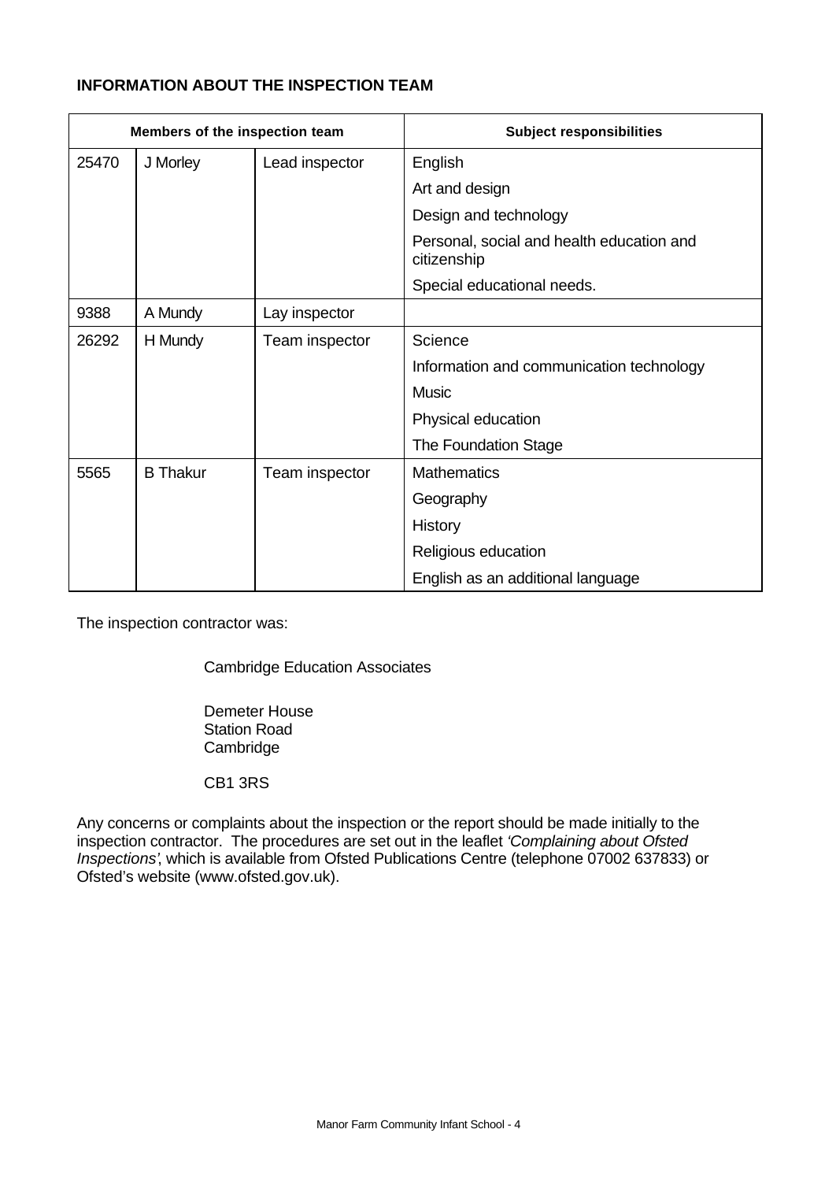**INFORMATION ABOUT THE INSPECTION TEAM**

| Members of the inspection team | | | Subject responsibilities |
|---|---|---|---|
| 25470 | J Morley | Lead inspector | English |
| | | | Art and design |
| | | | Design and technology |
| | | | Personal, social and health education and citizenship |
| | | | Special educational needs. |
| 9388 | A Mundy | Lay inspector | |
| 26292 | H Mundy | Team inspector | Science |
| | | | Information and communication technology |
| | | | Music |
| | | | Physical education |
| | | | The Foundation Stage |
| 5565 | B Thakur | Team inspector | Mathematics |
| | | | Geography |
| | | | History |
| | | | Religious education |
| | | | English as an additional language |

The inspection contractor was:

Cambridge Education Associates

Demeter House
Station Road
Cambridge

CB1 3RS

Any concerns or complaints about the inspection or the report should be made initially to the inspection contractor. The procedures are set out in the leaflet *'Complaining about Ofsted Inspections'*, which is available from Ofsted Publications Centre (telephone 07002 637833) or Ofsted's website (www.ofsted.gov.uk).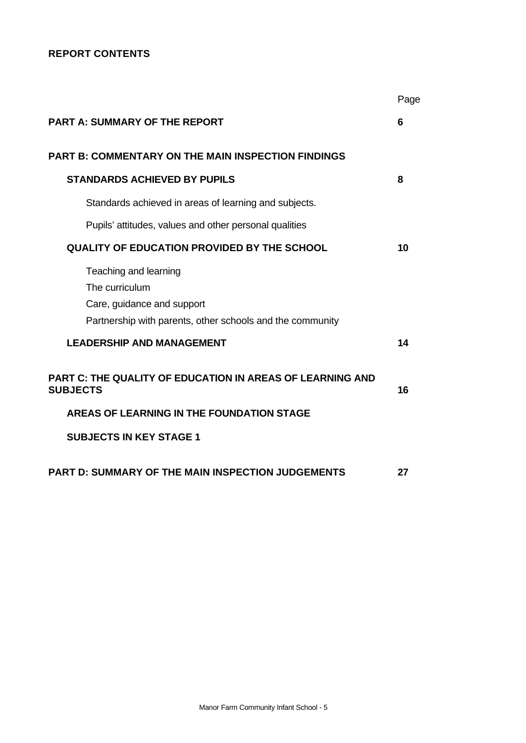**REPORT CONTENTS**

| | Page |
|---|---|
| **PART A: SUMMARY OF THE REPORT** | **6** |
| **PART B: COMMENTARY ON THE MAIN INSPECTION FINDINGS** | |
| **STANDARDS ACHIEVED BY PUPILS** | **8** |
| Standards achieved in areas of learning and subjects. | |
| Pupils' attitudes, values and other personal qualities | |
| **QUALITY OF EDUCATION PROVIDED BY THE SCHOOL** | **10** |
| Teaching and learning | |
| The curriculum | |
| Care, guidance and support | |
| Partnership with parents, other schools and the community | |
| **LEADERSHIP AND MANAGEMENT** | **14** |
| **PART C: THE QUALITY OF EDUCATION IN AREAS OF LEARNING AND SUBJECTS** | **16** |
| **AREAS OF LEARNING IN THE FOUNDATION STAGE** | |
| **SUBJECTS IN KEY STAGE 1** | |
| **PART D: SUMMARY OF THE MAIN INSPECTION JUDGEMENTS** | **27** |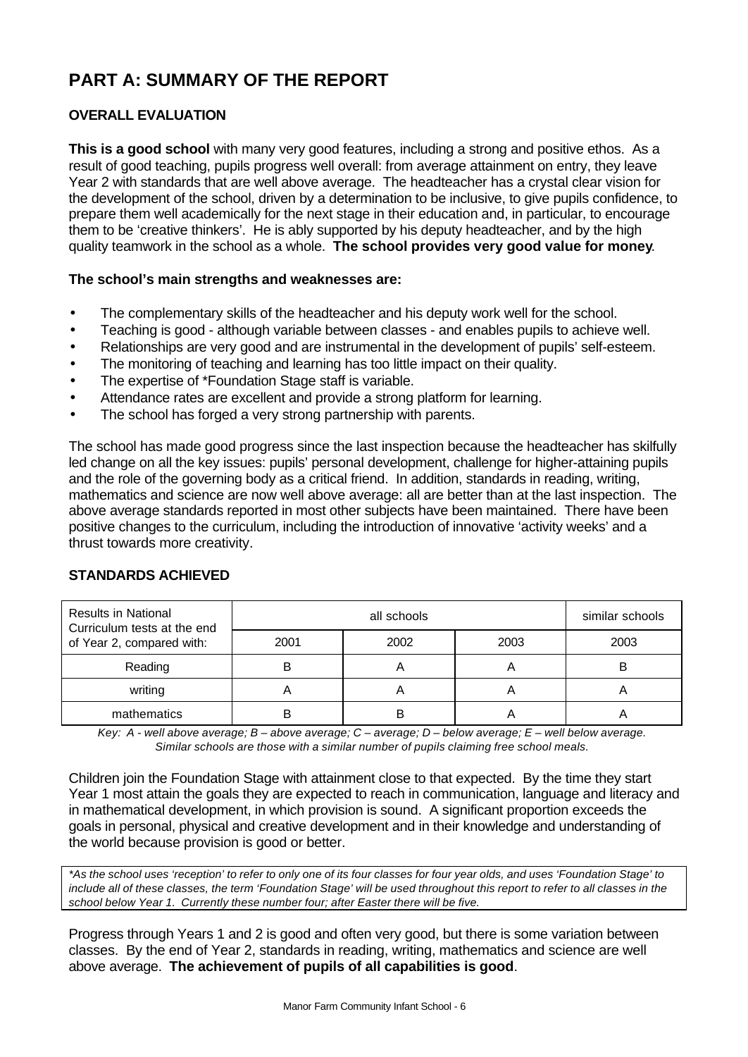# PART A: SUMMARY OF THE REPORT

## OVERALL EVALUATION

**This is a good school** with many very good features, including a strong and positive ethos. As a result of good teaching, pupils progress well overall: from average attainment on entry, they leave Year 2 with standards that are well above average. The headteacher has a crystal clear vision for the development of the school, driven by a determination to be inclusive, to give pupils confidence, to prepare them well academically for the next stage in their education and, in particular, to encourage them to be 'creative thinkers'. He is ably supported by his deputy headteacher, and by the high quality teamwork in the school as a whole. **The school provides very good value for money**.

**The school's main strengths and weaknesses are:**

- The complementary skills of the headteacher and his deputy work well for the school.
- Teaching is good - although variable between classes - and enables pupils to achieve well.
- Relationships are very good and are instrumental in the development of pupils' self-esteem.
- The monitoring of teaching and learning has too little impact on their quality.
- The expertise of *Foundation Stage staff is variable.
- Attendance rates are excellent and provide a strong platform for learning.
- The school has forged a very strong partnership with parents.

The school has made good progress since the last inspection because the headteacher has skilfully led change on all the key issues: pupils' personal development, challenge for higher-attaining pupils and the role of the governing body as a critical friend. In addition, standards in reading, writing, mathematics and science are now well above average: all are better than at the last inspection. The above average standards reported in most other subjects have been maintained. There have been positive changes to the curriculum, including the introduction of innovative 'activity weeks' and a thrust towards more creativity.

## STANDARDS ACHIEVED

| Results in National Curriculum tests at the end of Year 2, compared with: | all schools | | | similar schools |
|---|---|---|---|---|
| | 2001 | 2002 | 2003 | 2003 |
| Reading | B | A | A | B |
| writing | A | A | A | A |
| mathematics | B | B | A | A |

*Key: A - well above average; B – above average; C – average; D – below average; E – well below average. Similar schools are those with a similar number of pupils claiming free school meals.*

Children join the Foundation Stage with attainment close to that expected. By the time they start Year 1 most attain the goals they are expected to reach in communication, language and literacy and in mathematical development, in which provision is sound. A significant proportion exceeds the goals in personal, physical and creative development and in their knowledge and understanding of the world because provision is good or better.

*\*As the school uses 'reception' to refer to only one of its four classes for four year olds, and uses 'Foundation Stage' to include all of these classes, the term 'Foundation Stage' will be used throughout this report to refer to all classes in the school below Year 1. Currently these number four; after Easter there will be five.*

Progress through Years 1 and 2 is good and often very good, but there is some variation between classes. By the end of Year 2, standards in reading, writing, mathematics and science are well above average. **The achievement of pupils of all capabilities is good**.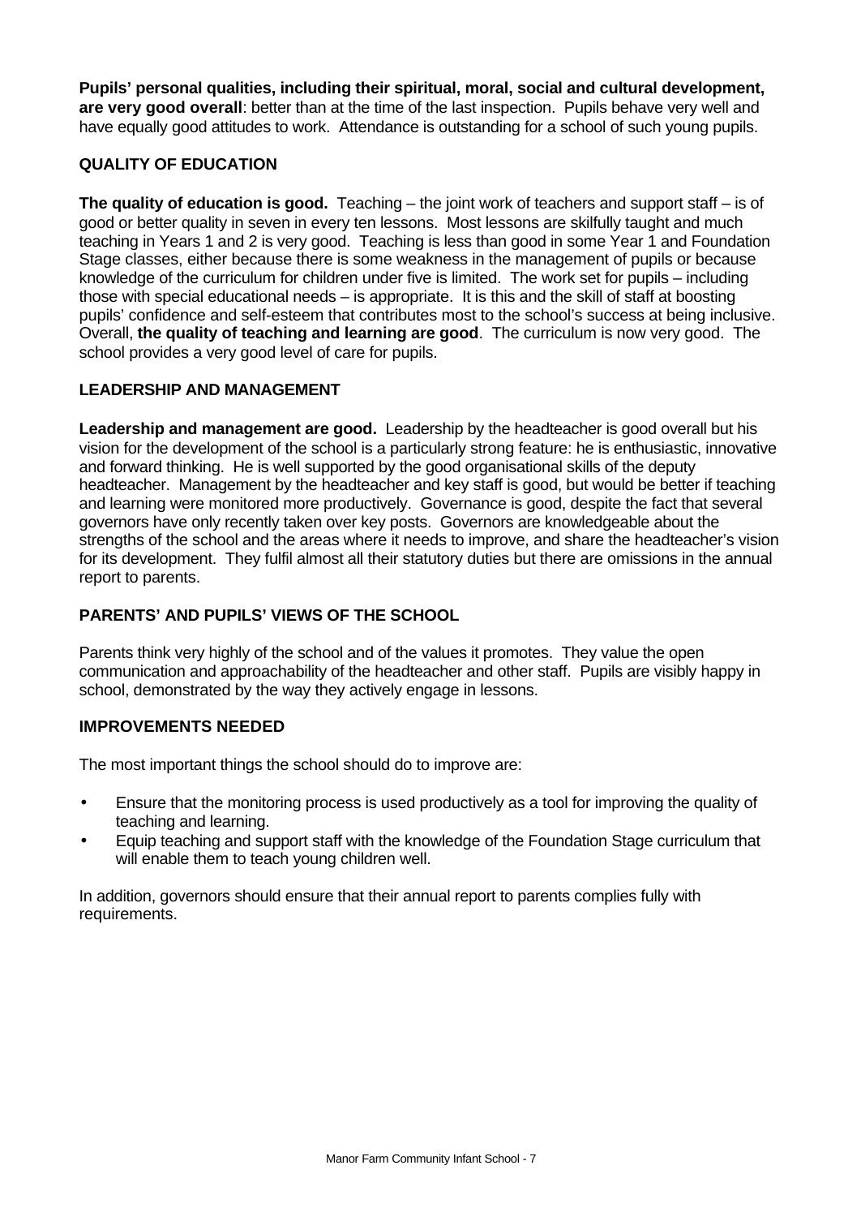**Pupils' personal qualities, including their spiritual, moral, social and cultural development, are very good overall**: better than at the time of the last inspection. Pupils behave very well and have equally good attitudes to work. Attendance is outstanding for a school of such young pupils.

## QUALITY OF EDUCATION

**The quality of education is good.** Teaching – the joint work of teachers and support staff – is of good or better quality in seven in every ten lessons. Most lessons are skilfully taught and much teaching in Years 1 and 2 is very good. Teaching is less than good in some Year 1 and Foundation Stage classes, either because there is some weakness in the management of pupils or because knowledge of the curriculum for children under five is limited. The work set for pupils – including those with special educational needs – is appropriate. It is this and the skill of staff at boosting pupils' confidence and self-esteem that contributes most to the school's success at being inclusive. Overall, **the quality of teaching and learning are good**. The curriculum is now very good. The school provides a very good level of care for pupils.

## LEADERSHIP AND MANAGEMENT

**Leadership and management are good.** Leadership by the headteacher is good overall but his vision for the development of the school is a particularly strong feature: he is enthusiastic, innovative and forward thinking. He is well supported by the good organisational skills of the deputy headteacher. Management by the headteacher and key staff is good, but would be better if teaching and learning were monitored more productively. Governance is good, despite the fact that several governors have only recently taken over key posts. Governors are knowledgeable about the strengths of the school and the areas where it needs to improve, and share the headteacher's vision for its development. They fulfil almost all their statutory duties but there are omissions in the annual report to parents.

## PARENTS' AND PUPILS' VIEWS OF THE SCHOOL

Parents think very highly of the school and of the values it promotes. They value the open communication and approachability of the headteacher and other staff. Pupils are visibly happy in school, demonstrated by the way they actively engage in lessons.

## IMPROVEMENTS NEEDED

The most important things the school should do to improve are:

- Ensure that the monitoring process is used productively as a tool for improving the quality of teaching and learning.
- Equip teaching and support staff with the knowledge of the Foundation Stage curriculum that will enable them to teach young children well.

In addition, governors should ensure that their annual report to parents complies fully with requirements.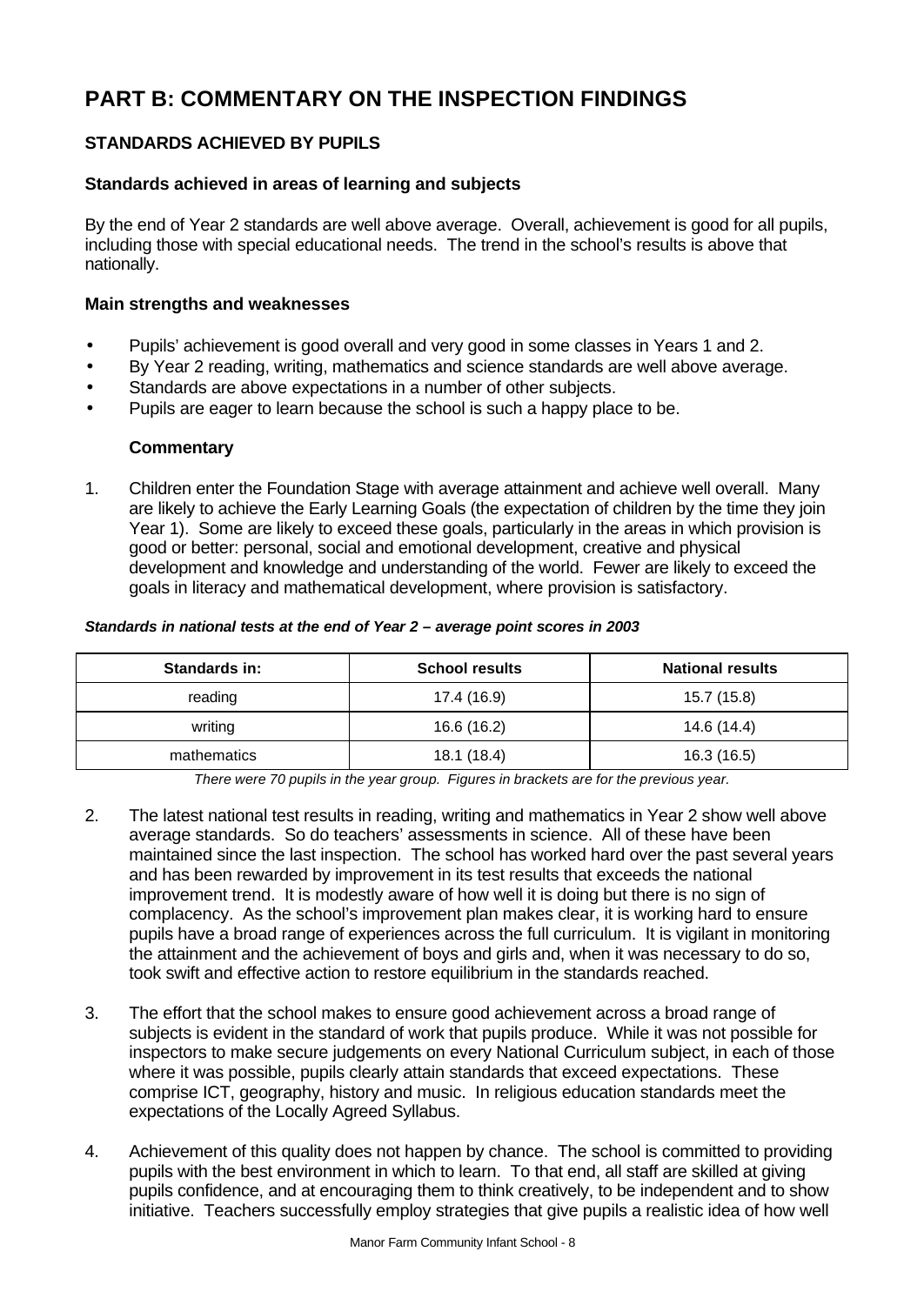# PART B: COMMENTARY ON THE INSPECTION FINDINGS

## STANDARDS ACHIEVED BY PUPILS

### Standards achieved in areas of learning and subjects

By the end of Year 2 standards are well above average. Overall, achievement is good for all pupils, including those with special educational needs. The trend in the school's results is above that nationally.

### Main strengths and weaknesses

- Pupils' achievement is good overall and very good in some classes in Years 1 and 2.
- By Year 2 reading, writing, mathematics and science standards are well above average.
- Standards are above expectations in a number of other subjects.
- Pupils are eager to learn because the school is such a happy place to be.

**Commentary**

1. Children enter the Foundation Stage with average attainment and achieve well overall. Many are likely to achieve the Early Learning Goals (the expectation of children by the time they join Year 1). Some are likely to exceed these goals, particularly in the areas in which provision is good or better: personal, social and emotional development, creative and physical development and knowledge and understanding of the world. Fewer are likely to exceed the goals in literacy and mathematical development, where provision is satisfactory.

***Standards in national tests at the end of Year 2 – average point scores in 2003***

| Standards in: | School results | National results |
|---|---|---|
| reading | 17.4 (16.9) | 15.7 (15.8) |
| writing | 16.6 (16.2) | 14.6 (14.4) |
| mathematics | 18.1 (18.4) | 16.3 (16.5) |

*There were 70 pupils in the year group. Figures in brackets are for the previous year.*

2. The latest national test results in reading, writing and mathematics in Year 2 show well above average standards. So do teachers' assessments in science. All of these have been maintained since the last inspection. The school has worked hard over the past several years and has been rewarded by improvement in its test results that exceeds the national improvement trend. It is modestly aware of how well it is doing but there is no sign of complacency. As the school's improvement plan makes clear, it is working hard to ensure pupils have a broad range of experiences across the full curriculum. It is vigilant in monitoring the attainment and the achievement of boys and girls and, when it was necessary to do so, took swift and effective action to restore equilibrium in the standards reached.

3. The effort that the school makes to ensure good achievement across a broad range of subjects is evident in the standard of work that pupils produce. While it was not possible for inspectors to make secure judgements on every National Curriculum subject, in each of those where it was possible, pupils clearly attain standards that exceed expectations. These comprise ICT, geography, history and music. In religious education standards meet the expectations of the Locally Agreed Syllabus.

4. Achievement of this quality does not happen by chance. The school is committed to providing pupils with the best environment in which to learn. To that end, all staff are skilled at giving pupils confidence, and at encouraging them to think creatively, to be independent and to show initiative. Teachers successfully employ strategies that give pupils a realistic idea of how well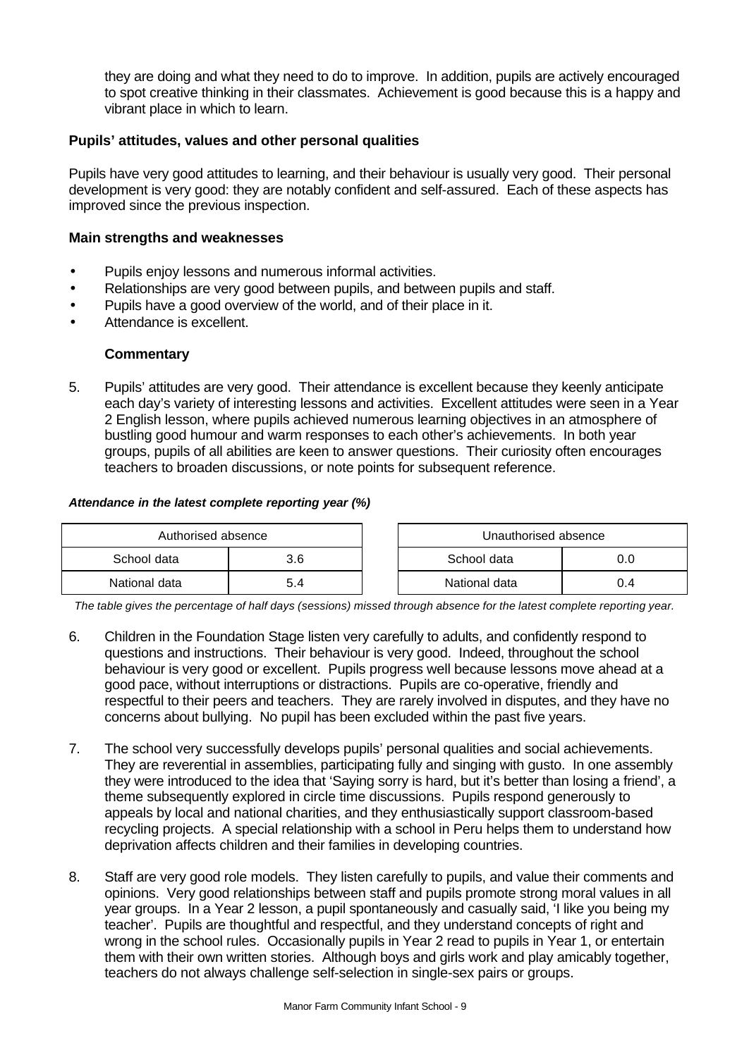they are doing and what they need to do to improve. In addition, pupils are actively encouraged to spot creative thinking in their classmates. Achievement is good because this is a happy and vibrant place in which to learn.

**Pupils' attitudes, values and other personal qualities**

Pupils have very good attitudes to learning, and their behaviour is usually very good. Their personal development is very good: they are notably confident and self-assured. Each of these aspects has improved since the previous inspection.

**Main strengths and weaknesses**

- Pupils enjoy lessons and numerous informal activities.
- Relationships are very good between pupils, and between pupils and staff.
- Pupils have a good overview of the world, and of their place in it.
- Attendance is excellent.

**Commentary**

5. Pupils' attitudes are very good. Their attendance is excellent because they keenly anticipate each day's variety of interesting lessons and activities. Excellent attitudes were seen in a Year 2 English lesson, where pupils achieved numerous learning objectives in an atmosphere of bustling good humour and warm responses to each other's achievements. In both year groups, pupils of all abilities are keen to answer questions. Their curiosity often encourages teachers to broaden discussions, or note points for subsequent reference.

***Attendance in the latest complete reporting year (%)***

| Authorised absence | |
|---|---|
| School data | 3.6 |
| National data | 5.4 |

| Unauthorised absence | |
|---|---|
| School data | 0.0 |
| National data | 0.4 |

*The table gives the percentage of half days (sessions) missed through absence for the latest complete reporting year.*

6. Children in the Foundation Stage listen very carefully to adults, and confidently respond to questions and instructions. Their behaviour is very good. Indeed, throughout the school behaviour is very good or excellent. Pupils progress well because lessons move ahead at a good pace, without interruptions or distractions. Pupils are co-operative, friendly and respectful to their peers and teachers. They are rarely involved in disputes, and they have no concerns about bullying. No pupil has been excluded within the past five years.

7. The school very successfully develops pupils' personal qualities and social achievements. They are reverential in assemblies, participating fully and singing with gusto. In one assembly they were introduced to the idea that 'Saying sorry is hard, but it's better than losing a friend', a theme subsequently explored in circle time discussions. Pupils respond generously to appeals by local and national charities, and they enthusiastically support classroom-based recycling projects. A special relationship with a school in Peru helps them to understand how deprivation affects children and their families in developing countries.

8. Staff are very good role models. They listen carefully to pupils, and value their comments and opinions. Very good relationships between staff and pupils promote strong moral values in all year groups. In a Year 2 lesson, a pupil spontaneously and casually said, 'I like you being my teacher'. Pupils are thoughtful and respectful, and they understand concepts of right and wrong in the school rules. Occasionally pupils in Year 2 read to pupils in Year 1, or entertain them with their own written stories. Although boys and girls work and play amicably together, teachers do not always challenge self-selection in single-sex pairs or groups.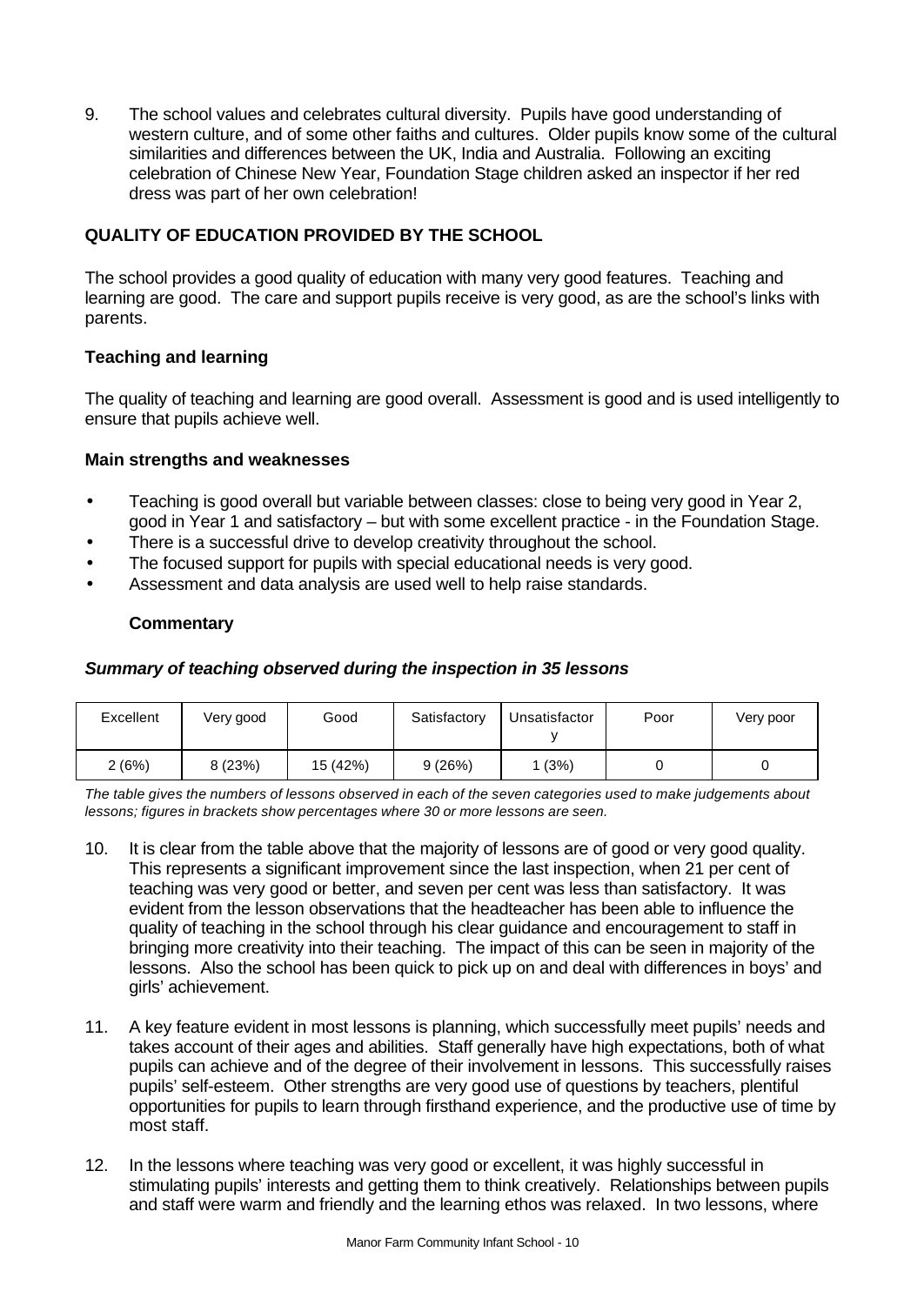9. The school values and celebrates cultural diversity. Pupils have good understanding of western culture, and of some other faiths and cultures. Older pupils know some of the cultural similarities and differences between the UK, India and Australia. Following an exciting celebration of Chinese New Year, Foundation Stage children asked an inspector if her red dress was part of her own celebration!

## QUALITY OF EDUCATION PROVIDED BY THE SCHOOL

The school provides a good quality of education with many very good features. Teaching and learning are good. The care and support pupils receive is very good, as are the school's links with parents.

### Teaching and learning

The quality of teaching and learning are good overall. Assessment is good and is used intelligently to ensure that pupils achieve well.

#### Main strengths and weaknesses

- Teaching is good overall but variable between classes: close to being very good in Year 2, good in Year 1 and satisfactory – but with some excellent practice - in the Foundation Stage.
- There is a successful drive to develop creativity throughout the school.
- The focused support for pupils with special educational needs is very good.
- Assessment and data analysis are used well to help raise standards.

**Commentary**

***Summary of teaching observed during the inspection in 35 lessons***

| Excellent | Very good | Good | Satisfactory | Unsatisfactory | Poor | Very poor |
|---|---|---|---|---|---|---|
| 2 (6%) | 8 (23%) | 15 (42%) | 9 (26%) | 1 (3%) | 0 | 0 |

*The table gives the numbers of lessons observed in each of the seven categories used to make judgements about lessons; figures in brackets show percentages where 30 or more lessons are seen.*

10. It is clear from the table above that the majority of lessons are of good or very good quality. This represents a significant improvement since the last inspection, when 21 per cent of teaching was very good or better, and seven per cent was less than satisfactory. It was evident from the lesson observations that the headteacher has been able to influence the quality of teaching in the school through his clear guidance and encouragement to staff in bringing more creativity into their teaching. The impact of this can be seen in majority of the lessons. Also the school has been quick to pick up on and deal with differences in boys' and girls' achievement.

11. A key feature evident in most lessons is planning, which successfully meet pupils' needs and takes account of their ages and abilities. Staff generally have high expectations, both of what pupils can achieve and of the degree of their involvement in lessons. This successfully raises pupils' self-esteem. Other strengths are very good use of questions by teachers, plentiful opportunities for pupils to learn through firsthand experience, and the productive use of time by most staff.

12. In the lessons where teaching was very good or excellent, it was highly successful in stimulating pupils' interests and getting them to think creatively. Relationships between pupils and staff were warm and friendly and the learning ethos was relaxed. In two lessons, where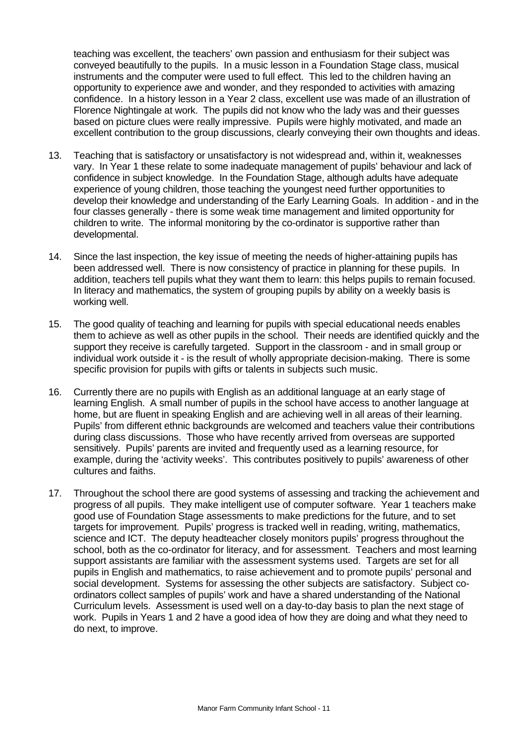teaching was excellent, the teachers' own passion and enthusiasm for their subject was conveyed beautifully to the pupils. In a music lesson in a Foundation Stage class, musical instruments and the computer were used to full effect. This led to the children having an opportunity to experience awe and wonder, and they responded to activities with amazing confidence. In a history lesson in a Year 2 class, excellent use was made of an illustration of Florence Nightingale at work. The pupils did not know who the lady was and their guesses based on picture clues were really impressive. Pupils were highly motivated, and made an excellent contribution to the group discussions, clearly conveying their own thoughts and ideas.

13. Teaching that is satisfactory or unsatisfactory is not widespread and, within it, weaknesses vary. In Year 1 these relate to some inadequate management of pupils' behaviour and lack of confidence in subject knowledge. In the Foundation Stage, although adults have adequate experience of young children, those teaching the youngest need further opportunities to develop their knowledge and understanding of the Early Learning Goals. In addition - and in the four classes generally - there is some weak time management and limited opportunity for children to write. The informal monitoring by the co-ordinator is supportive rather than developmental.

14. Since the last inspection, the key issue of meeting the needs of higher-attaining pupils has been addressed well. There is now consistency of practice in planning for these pupils. In addition, teachers tell pupils what they want them to learn: this helps pupils to remain focused. In literacy and mathematics, the system of grouping pupils by ability on a weekly basis is working well.

15. The good quality of teaching and learning for pupils with special educational needs enables them to achieve as well as other pupils in the school. Their needs are identified quickly and the support they receive is carefully targeted. Support in the classroom - and in small group or individual work outside it - is the result of wholly appropriate decision-making. There is some specific provision for pupils with gifts or talents in subjects such music.

16. Currently there are no pupils with English as an additional language at an early stage of learning English. A small number of pupils in the school have access to another language at home, but are fluent in speaking English and are achieving well in all areas of their learning. Pupils' from different ethnic backgrounds are welcomed and teachers value their contributions during class discussions. Those who have recently arrived from overseas are supported sensitively. Pupils' parents are invited and frequently used as a learning resource, for example, during the 'activity weeks'. This contributes positively to pupils' awareness of other cultures and faiths.

17. Throughout the school there are good systems of assessing and tracking the achievement and progress of all pupils. They make intelligent use of computer software. Year 1 teachers make good use of Foundation Stage assessments to make predictions for the future, and to set targets for improvement. Pupils' progress is tracked well in reading, writing, mathematics, science and ICT. The deputy headteacher closely monitors pupils' progress throughout the school, both as the co-ordinator for literacy, and for assessment. Teachers and most learning support assistants are familiar with the assessment systems used. Targets are set for all pupils in English and mathematics, to raise achievement and to promote pupils' personal and social development. Systems for assessing the other subjects are satisfactory. Subject co-ordinators collect samples of pupils' work and have a shared understanding of the National Curriculum levels. Assessment is used well on a day-to-day basis to plan the next stage of work. Pupils in Years 1 and 2 have a good idea of how they are doing and what they need to do next, to improve.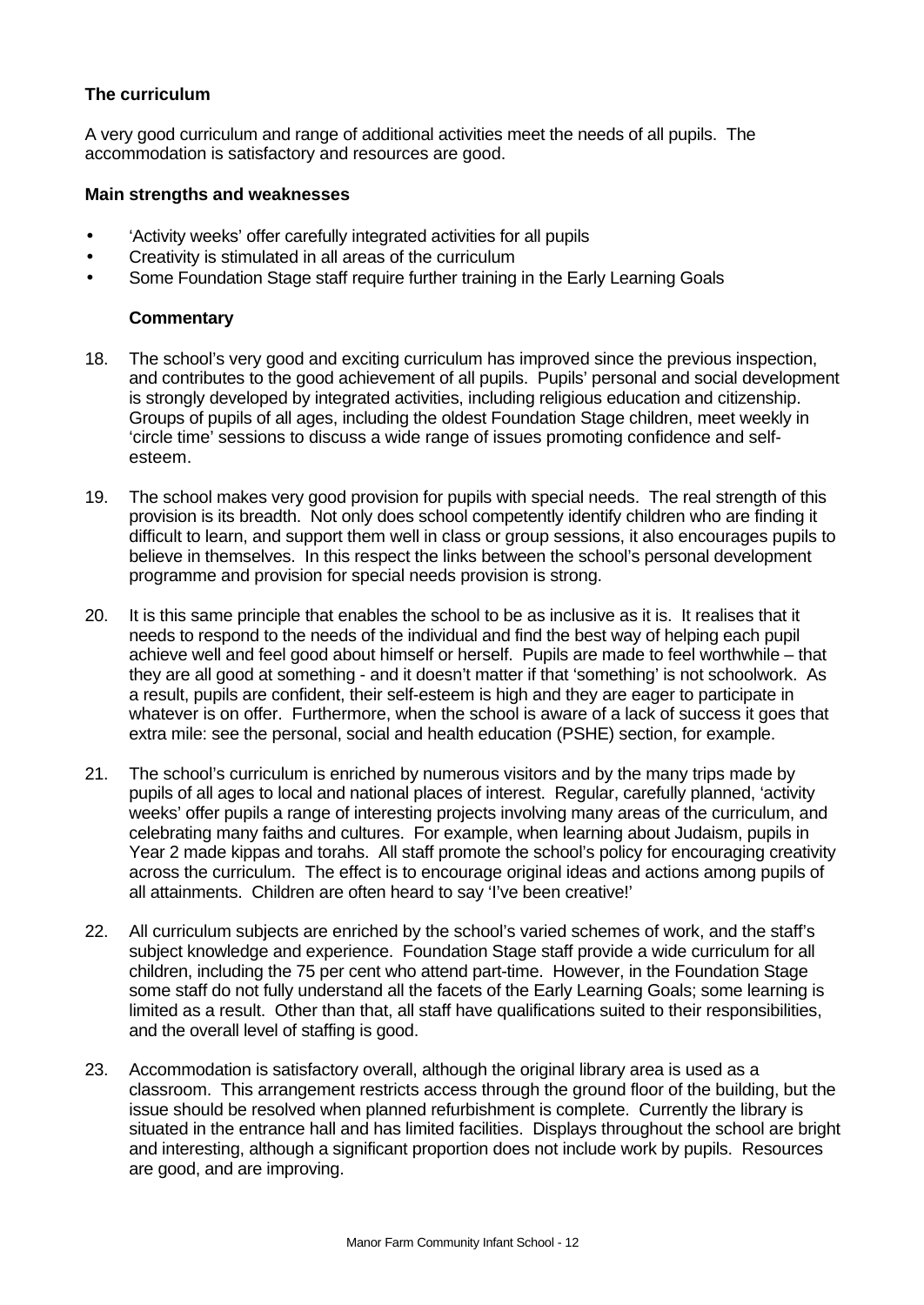### The curriculum

A very good curriculum and range of additional activities meet the needs of all pupils. The accommodation is satisfactory and resources are good.

#### Main strengths and weaknesses

- 'Activity weeks' offer carefully integrated activities for all pupils
- Creativity is stimulated in all areas of the curriculum
- Some Foundation Stage staff require further training in the Early Learning Goals

#### Commentary

18. The school's very good and exciting curriculum has improved since the previous inspection, and contributes to the good achievement of all pupils. Pupils' personal and social development is strongly developed by integrated activities, including religious education and citizenship. Groups of pupils of all ages, including the oldest Foundation Stage children, meet weekly in 'circle time' sessions to discuss a wide range of issues promoting confidence and self-esteem.

19. The school makes very good provision for pupils with special needs. The real strength of this provision is its breadth. Not only does school competently identify children who are finding it difficult to learn, and support them well in class or group sessions, it also encourages pupils to believe in themselves. In this respect the links between the school's personal development programme and provision for special needs provision is strong.

20. It is this same principle that enables the school to be as inclusive as it is. It realises that it needs to respond to the needs of the individual and find the best way of helping each pupil achieve well and feel good about himself or herself. Pupils are made to feel worthwhile – that they are all good at something - and it doesn't matter if that 'something' is not schoolwork. As a result, pupils are confident, their self-esteem is high and they are eager to participate in whatever is on offer. Furthermore, when the school is aware of a lack of success it goes that extra mile: see the personal, social and health education (PSHE) section, for example.

21. The school's curriculum is enriched by numerous visitors and by the many trips made by pupils of all ages to local and national places of interest. Regular, carefully planned, 'activity weeks' offer pupils a range of interesting projects involving many areas of the curriculum, and celebrating many faiths and cultures. For example, when learning about Judaism, pupils in Year 2 made kippas and torahs. All staff promote the school's policy for encouraging creativity across the curriculum. The effect is to encourage original ideas and actions among pupils of all attainments. Children are often heard to say 'I've been creative!'

22. All curriculum subjects are enriched by the school's varied schemes of work, and the staff's subject knowledge and experience. Foundation Stage staff provide a wide curriculum for all children, including the 75 per cent who attend part-time. However, in the Foundation Stage some staff do not fully understand all the facets of the Early Learning Goals; some learning is limited as a result. Other than that, all staff have qualifications suited to their responsibilities, and the overall level of staffing is good.

23. Accommodation is satisfactory overall, although the original library area is used as a classroom. This arrangement restricts access through the ground floor of the building, but the issue should be resolved when planned refurbishment is complete. Currently the library is situated in the entrance hall and has limited facilities. Displays throughout the school are bright and interesting, although a significant proportion does not include work by pupils. Resources are good, and are improving.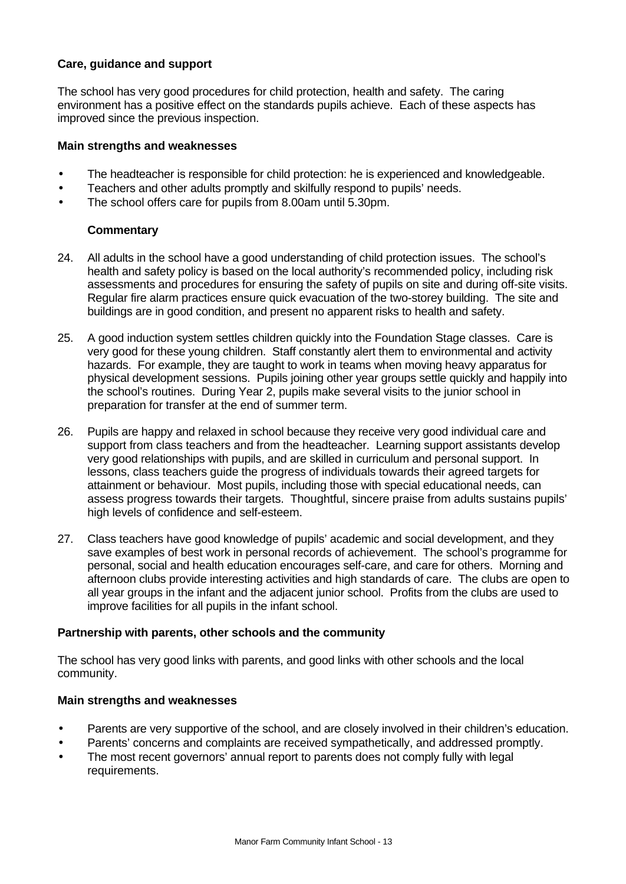### Care, guidance and support

The school has very good procedures for child protection, health and safety. The caring environment has a positive effect on the standards pupils achieve. Each of these aspects has improved since the previous inspection.

#### Main strengths and weaknesses

- The headteacher is responsible for child protection: he is experienced and knowledgeable.
- Teachers and other adults promptly and skilfully respond to pupils' needs.
- The school offers care for pupils from 8.00am until 5.30pm.

#### Commentary

24. All adults in the school have a good understanding of child protection issues. The school's health and safety policy is based on the local authority's recommended policy, including risk assessments and procedures for ensuring the safety of pupils on site and during off-site visits. Regular fire alarm practices ensure quick evacuation of the two-storey building. The site and buildings are in good condition, and present no apparent risks to health and safety.

25. A good induction system settles children quickly into the Foundation Stage classes. Care is very good for these young children. Staff constantly alert them to environmental and activity hazards. For example, they are taught to work in teams when moving heavy apparatus for physical development sessions. Pupils joining other year groups settle quickly and happily into the school's routines. During Year 2, pupils make several visits to the junior school in preparation for transfer at the end of summer term.

26. Pupils are happy and relaxed in school because they receive very good individual care and support from class teachers and from the headteacher. Learning support assistants develop very good relationships with pupils, and are skilled in curriculum and personal support. In lessons, class teachers guide the progress of individuals towards their agreed targets for attainment or behaviour. Most pupils, including those with special educational needs, can assess progress towards their targets. Thoughtful, sincere praise from adults sustains pupils' high levels of confidence and self-esteem.

27. Class teachers have good knowledge of pupils' academic and social development, and they save examples of best work in personal records of achievement. The school's programme for personal, social and health education encourages self-care, and care for others. Morning and afternoon clubs provide interesting activities and high standards of care. The clubs are open to all year groups in the infant and the adjacent junior school. Profits from the clubs are used to improve facilities for all pupils in the infant school.

### Partnership with parents, other schools and the community

The school has very good links with parents, and good links with other schools and the local community.

#### Main strengths and weaknesses

- Parents are very supportive of the school, and are closely involved in their children's education.
- Parents' concerns and complaints are received sympathetically, and addressed promptly.
- The most recent governors' annual report to parents does not comply fully with legal requirements.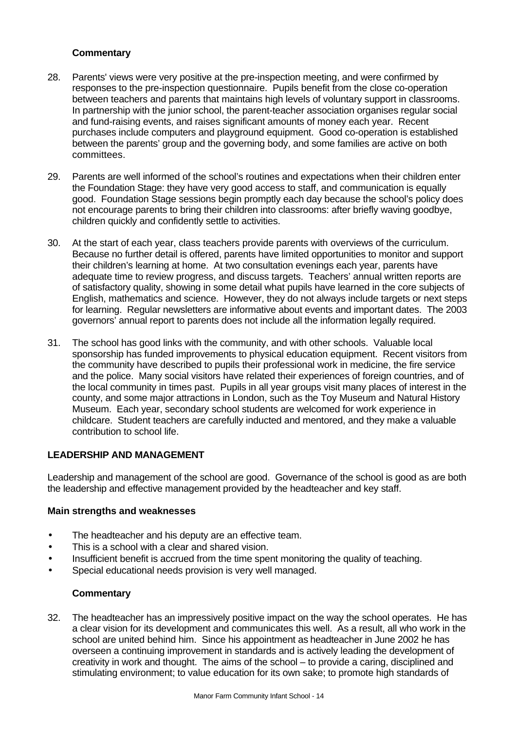### Commentary

28. Parents' views were very positive at the pre-inspection meeting, and were confirmed by responses to the pre-inspection questionnaire. Pupils benefit from the close co-operation between teachers and parents that maintains high levels of voluntary support in classrooms. In partnership with the junior school, the parent-teacher association organises regular social and fund-raising events, and raises significant amounts of money each year. Recent purchases include computers and playground equipment. Good co-operation is established between the parents' group and the governing body, and some families are active on both committees.

29. Parents are well informed of the school's routines and expectations when their children enter the Foundation Stage: they have very good access to staff, and communication is equally good. Foundation Stage sessions begin promptly each day because the school's policy does not encourage parents to bring their children into classrooms: after briefly waving goodbye, children quickly and confidently settle to activities.

30. At the start of each year, class teachers provide parents with overviews of the curriculum. Because no further detail is offered, parents have limited opportunities to monitor and support their children's learning at home. At two consultation evenings each year, parents have adequate time to review progress, and discuss targets. Teachers' annual written reports are of satisfactory quality, showing in some detail what pupils have learned in the core subjects of English, mathematics and science. However, they do not always include targets or next steps for learning. Regular newsletters are informative about events and important dates. The 2003 governors' annual report to parents does not include all the information legally required.

31. The school has good links with the community, and with other schools. Valuable local sponsorship has funded improvements to physical education equipment. Recent visitors from the community have described to pupils their professional work in medicine, the fire service and the police. Many social visitors have related their experiences of foreign countries, and of the local community in times past. Pupils in all year groups visit many places of interest in the county, and some major attractions in London, such as the Toy Museum and Natural History Museum. Each year, secondary school students are welcomed for work experience in childcare. Student teachers are carefully inducted and mentored, and they make a valuable contribution to school life.

## LEADERSHIP AND MANAGEMENT

Leadership and management of the school are good. Governance of the school is good as are both the leadership and effective management provided by the headteacher and key staff.

### Main strengths and weaknesses

- The headteacher and his deputy are an effective team.
- This is a school with a clear and shared vision.
- Insufficient benefit is accrued from the time spent monitoring the quality of teaching.
- Special educational needs provision is very well managed.

### Commentary

32. The headteacher has an impressively positive impact on the way the school operates. He has a clear vision for its development and communicates this well. As a result, all who work in the school are united behind him. Since his appointment as headteacher in June 2002 he has overseen a continuing improvement in standards and is actively leading the development of creativity in work and thought. The aims of the school – to provide a caring, disciplined and stimulating environment; to value education for its own sake; to promote high standards of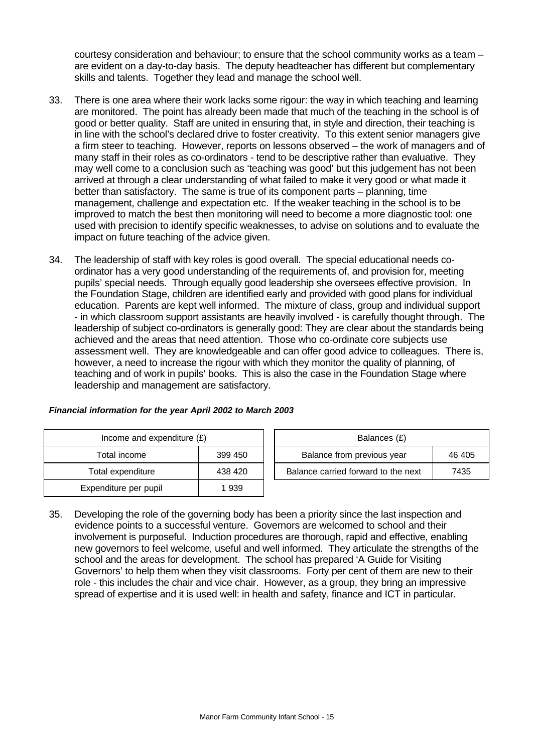courtesy consideration and behaviour; to ensure that the school community works as a team – are evident on a day-to-day basis. The deputy headteacher has different but complementary skills and talents. Together they lead and manage the school well.

33. There is one area where their work lacks some rigour: the way in which teaching and learning are monitored. The point has already been made that much of the teaching in the school is of good or better quality. Staff are united in ensuring that, in style and direction, their teaching is in line with the school's declared drive to foster creativity. To this extent senior managers give a firm steer to teaching. However, reports on lessons observed – the work of managers and of many staff in their roles as co-ordinators - tend to be descriptive rather than evaluative. They may well come to a conclusion such as 'teaching was good' but this judgement has not been arrived at through a clear understanding of what failed to make it very good or what made it better than satisfactory. The same is true of its component parts – planning, time management, challenge and expectation etc. If the weaker teaching in the school is to be improved to match the best then monitoring will need to become a more diagnostic tool: one used with precision to identify specific weaknesses, to advise on solutions and to evaluate the impact on future teaching of the advice given.

34. The leadership of staff with key roles is good overall. The special educational needs co-ordinator has a very good understanding of the requirements of, and provision for, meeting pupils' special needs. Through equally good leadership she oversees effective provision. In the Foundation Stage, children are identified early and provided with good plans for individual education. Parents are kept well informed. The mixture of class, group and individual support - in which classroom support assistants are heavily involved - is carefully thought through. The leadership of subject co-ordinators is generally good: They are clear about the standards being achieved and the areas that need attention. Those who co-ordinate core subjects use assessment well. They are knowledgeable and can offer good advice to colleagues. There is, however, a need to increase the rigour with which they monitor the quality of planning, of teaching and of work in pupils' books. This is also the case in the Foundation Stage where leadership and management are satisfactory.

***Financial information for the year April 2002 to March 2003***

| Income and expenditure (£) | |
|---|---|
| Total income | 399 450 |
| Total expenditure | 438 420 |
| Expenditure per pupil | 1 939 |

| Balances (£) | |
|---|---|
| Balance from previous year | 46 405 |
| Balance carried forward to the next | 7435 |

35. Developing the role of the governing body has been a priority since the last inspection and evidence points to a successful venture. Governors are welcomed to school and their involvement is purposeful. Induction procedures are thorough, rapid and effective, enabling new governors to feel welcome, useful and well informed. They articulate the strengths of the school and the areas for development. The school has prepared 'A Guide for Visiting Governors' to help them when they visit classrooms. Forty per cent of them are new to their role - this includes the chair and vice chair. However, as a group, they bring an impressive spread of expertise and it is used well: in health and safety, finance and ICT in particular.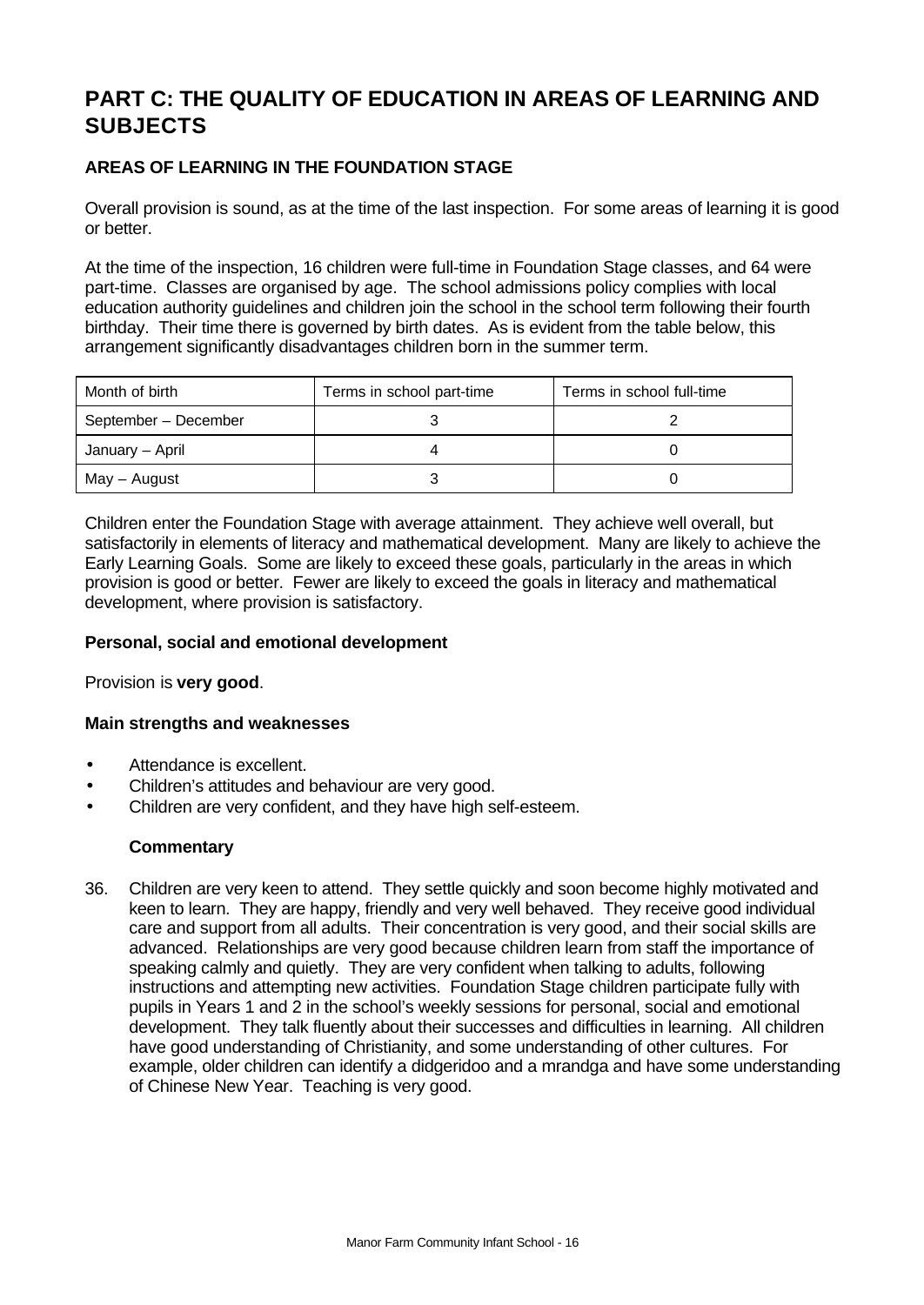# PART C: THE QUALITY OF EDUCATION IN AREAS OF LEARNING AND SUBJECTS

### AREAS OF LEARNING IN THE FOUNDATION STAGE

Overall provision is sound, as at the time of the last inspection. For some areas of learning it is good or better.

At the time of the inspection, 16 children were full-time in Foundation Stage classes, and 64 were part-time. Classes are organised by age. The school admissions policy complies with local education authority guidelines and children join the school in the school term following their fourth birthday. Their time there is governed by birth dates. As is evident from the table below, this arrangement significantly disadvantages children born in the summer term.

| Month of birth | Terms in school part-time | Terms in school full-time |
|---|---|---|
| September – December | 3 | 2 |
| January – April | 4 | 0 |
| May – August | 3 | 0 |

Children enter the Foundation Stage with average attainment. They achieve well overall, but satisfactorily in elements of literacy and mathematical development. Many are likely to achieve the Early Learning Goals. Some are likely to exceed these goals, particularly in the areas in which provision is good or better. Fewer are likely to exceed the goals in literacy and mathematical development, where provision is satisfactory.

### Personal, social and emotional development

Provision is **very good**.

#### Main strengths and weaknesses

- Attendance is excellent.
- Children's attitudes and behaviour are very good.
- Children are very confident, and they have high self-esteem.

#### Commentary

36. Children are very keen to attend. They settle quickly and soon become highly motivated and keen to learn. They are happy, friendly and very well behaved. They receive good individual care and support from all adults. Their concentration is very good, and their social skills are advanced. Relationships are very good because children learn from staff the importance of speaking calmly and quietly. They are very confident when talking to adults, following instructions and attempting new activities. Foundation Stage children participate fully with pupils in Years 1 and 2 in the school's weekly sessions for personal, social and emotional development. They talk fluently about their successes and difficulties in learning. All children have good understanding of Christianity, and some understanding of other cultures. For example, older children can identify a didgeridoo and a mrandga and have some understanding of Chinese New Year. Teaching is very good.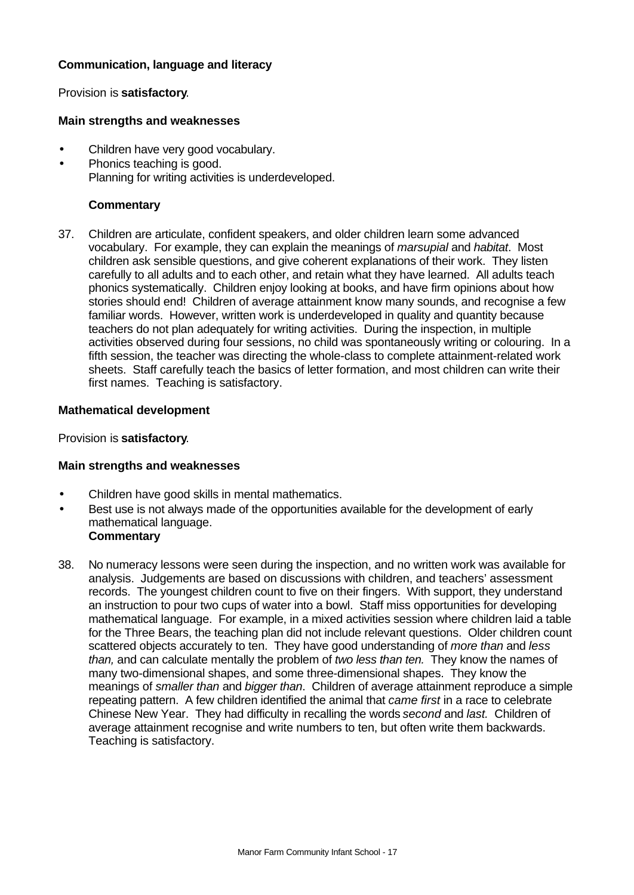**Communication, language and literacy**

Provision is **satisfactory**.

**Main strengths and weaknesses**

- Children have very good vocabulary.
- Phonics teaching is good.
  Planning for writing activities is underdeveloped.

**Commentary**

37. Children are articulate, confident speakers, and older children learn some advanced vocabulary. For example, they can explain the meanings of *marsupial* and *habitat*. Most children ask sensible questions, and give coherent explanations of their work. They listen carefully to all adults and to each other, and retain what they have learned. All adults teach phonics systematically. Children enjoy looking at books, and have firm opinions about how stories should end! Children of average attainment know many sounds, and recognise a few familiar words. However, written work is underdeveloped in quality and quantity because teachers do not plan adequately for writing activities. During the inspection, in multiple activities observed during four sessions, no child was spontaneously writing or colouring. In a fifth session, the teacher was directing the whole-class to complete attainment-related work sheets. Staff carefully teach the basics of letter formation, and most children can write their first names. Teaching is satisfactory.

**Mathematical development**

Provision is **satisfactory**.

**Main strengths and weaknesses**

- Children have good skills in mental mathematics.
- Best use is not always made of the opportunities available for the development of early mathematical language.

**Commentary**

38. No numeracy lessons were seen during the inspection, and no written work was available for analysis. Judgements are based on discussions with children, and teachers' assessment records. The youngest children count to five on their fingers. With support, they understand an instruction to pour two cups of water into a bowl. Staff miss opportunities for developing mathematical language. For example, in a mixed activities session where children laid a table for the Three Bears, the teaching plan did not include relevant questions. Older children count scattered objects accurately to ten. They have good understanding of *more than* and *less than,* and can calculate mentally the problem of *two less than ten.* They know the names of many two-dimensional shapes, and some three-dimensional shapes. They know the meanings of *smaller than* and *bigger than*. Children of average attainment reproduce a simple repeating pattern. A few children identified the animal that *came first* in a race to celebrate Chinese New Year. They had difficulty in recalling the words *second* and *last.* Children of average attainment recognise and write numbers to ten, but often write them backwards. Teaching is satisfactory.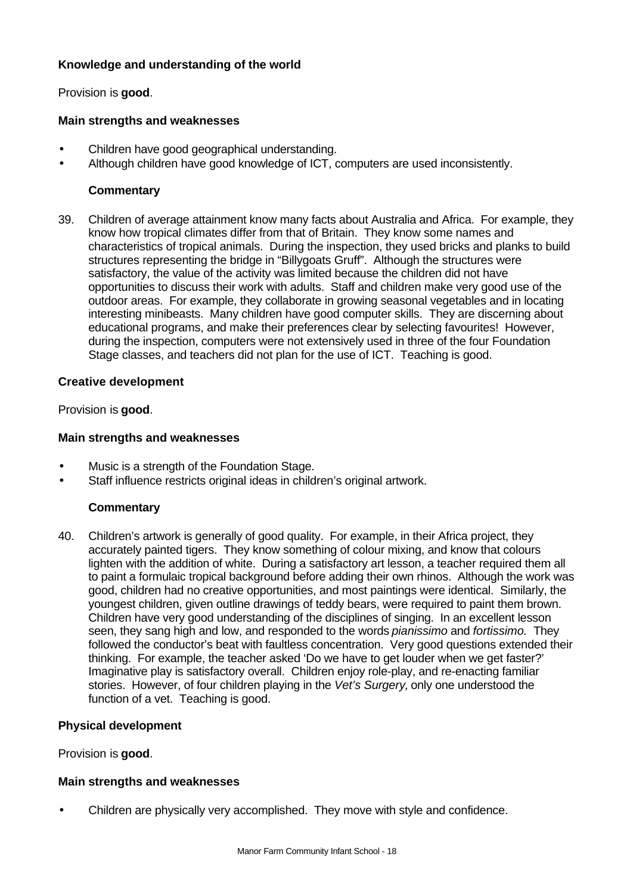### Knowledge and understanding of the world

Provision is **good**.

#### Main strengths and weaknesses

- Children have good geographical understanding.
- Although children have good knowledge of ICT, computers are used inconsistently.

#### Commentary

39. Children of average attainment know many facts about Australia and Africa. For example, they know how tropical climates differ from that of Britain. They know some names and characteristics of tropical animals. During the inspection, they used bricks and planks to build structures representing the bridge in "Billygoats Gruff". Although the structures were satisfactory, the value of the activity was limited because the children did not have opportunities to discuss their work with adults. Staff and children make very good use of the outdoor areas. For example, they collaborate in growing seasonal vegetables and in locating interesting minibeasts. Many children have good computer skills. They are discerning about educational programs, and make their preferences clear by selecting favourites! However, during the inspection, computers were not extensively used in three of the four Foundation Stage classes, and teachers did not plan for the use of ICT. Teaching is good.

### Creative development

Provision is **good**.

#### Main strengths and weaknesses

- Music is a strength of the Foundation Stage.
- Staff influence restricts original ideas in children's original artwork.

#### Commentary

40. Children's artwork is generally of good quality. For example, in their Africa project, they accurately painted tigers. They know something of colour mixing, and know that colours lighten with the addition of white. During a satisfactory art lesson, a teacher required them all to paint a formulaic tropical background before adding their own rhinos. Although the work was good, children had no creative opportunities, and most paintings were identical. Similarly, the youngest children, given outline drawings of teddy bears, were required to paint them brown. Children have very good understanding of the disciplines of singing. In an excellent lesson seen, they sang high and low, and responded to the words *pianissimo* and *fortissimo.* They followed the conductor's beat with faultless concentration. Very good questions extended their thinking. For example, the teacher asked 'Do we have to get louder when we get faster?' Imaginative play is satisfactory overall. Children enjoy role-play, and re-enacting familiar stories. However, of four children playing in the *Vet's Surgery,* only one understood the function of a vet. Teaching is good.

### Physical development

Provision is **good**.

#### Main strengths and weaknesses

- Children are physically very accomplished. They move with style and confidence.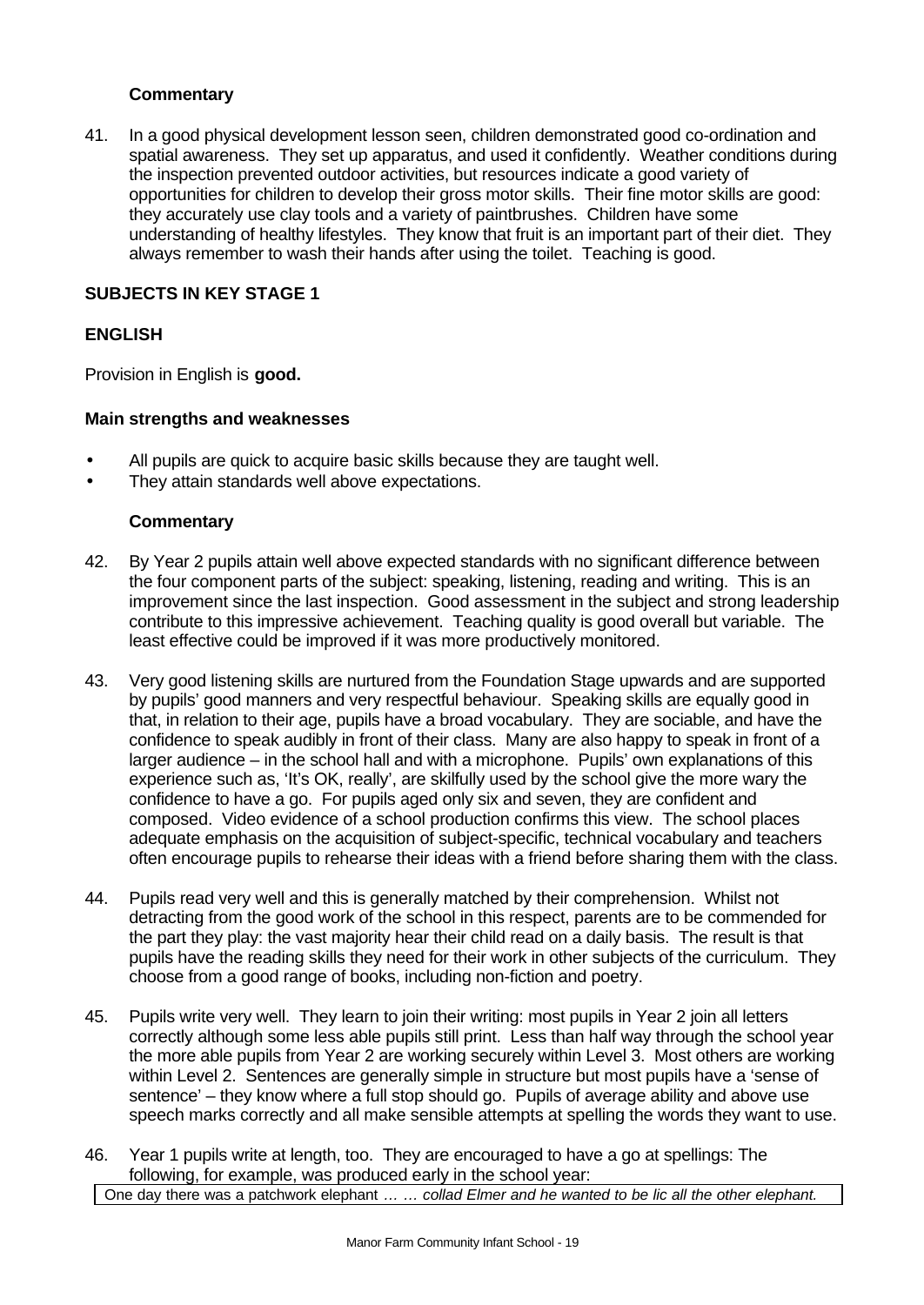**Commentary**

41. In a good physical development lesson seen, children demonstrated good co-ordination and spatial awareness. They set up apparatus, and used it confidently. Weather conditions during the inspection prevented outdoor activities, but resources indicate a good variety of opportunities for children to develop their gross motor skills. Their fine motor skills are good: they accurately use clay tools and a variety of paintbrushes. Children have some understanding of healthy lifestyles. They know that fruit is an important part of their diet. They always remember to wash their hands after using the toilet. Teaching is good.

## SUBJECTS IN KEY STAGE 1

## ENGLISH

Provision in English is **good.**

### Main strengths and weaknesses

- All pupils are quick to acquire basic skills because they are taught well.
- They attain standards well above expectations.

**Commentary**

42. By Year 2 pupils attain well above expected standards with no significant difference between the four component parts of the subject: speaking, listening, reading and writing. This is an improvement since the last inspection. Good assessment in the subject and strong leadership contribute to this impressive achievement. Teaching quality is good overall but variable. The least effective could be improved if it was more productively monitored.

43. Very good listening skills are nurtured from the Foundation Stage upwards and are supported by pupils' good manners and very respectful behaviour. Speaking skills are equally good in that, in relation to their age, pupils have a broad vocabulary. They are sociable, and have the confidence to speak audibly in front of their class. Many are also happy to speak in front of a larger audience – in the school hall and with a microphone. Pupils' own explanations of this experience such as, 'It's OK, really', are skilfully used by the school give the more wary the confidence to have a go. For pupils aged only six and seven, they are confident and composed. Video evidence of a school production confirms this view. The school places adequate emphasis on the acquisition of subject-specific, technical vocabulary and teachers often encourage pupils to rehearse their ideas with a friend before sharing them with the class.

44. Pupils read very well and this is generally matched by their comprehension. Whilst not detracting from the good work of the school in this respect, parents are to be commended for the part they play: the vast majority hear their child read on a daily basis. The result is that pupils have the reading skills they need for their work in other subjects of the curriculum. They choose from a good range of books, including non-fiction and poetry.

45. Pupils write very well. They learn to join their writing: most pupils in Year 2 join all letters correctly although some less able pupils still print. Less than half way through the school year the more able pupils from Year 2 are working securely within Level 3. Most others are working within Level 2. Sentences are generally simple in structure but most pupils have a 'sense of sentence' – they know where a full stop should go. Pupils of average ability and above use speech marks correctly and all make sensible attempts at spelling the words they want to use.

46. Year 1 pupils write at length, too. They are encouraged to have a go at spellings: The following, for example, was produced early in the school year:

| One day there was a patchwork elephant *… … collad Elmer and he wanted to be lic all the other elephant.* |
|---|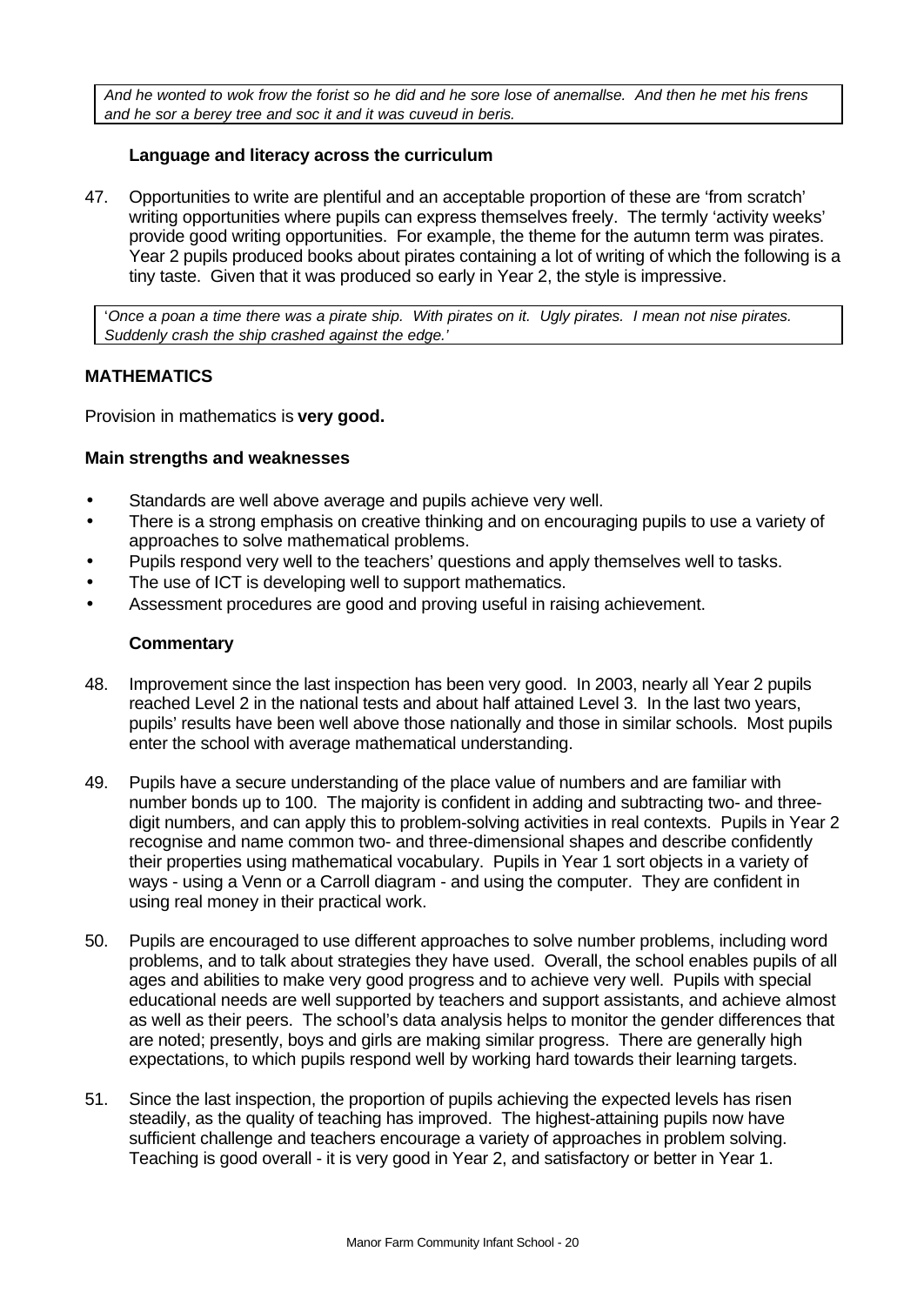*And he wonted to wok frow the forist so he did and he sore lose of anemallse. And then he met his frens and he sor a berey tree and soc it and it was cuveud in beris.*

### Language and literacy across the curriculum

47. Opportunities to write are plentiful and an acceptable proportion of these are 'from scratch' writing opportunities where pupils can express themselves freely. The termly 'activity weeks' provide good writing opportunities. For example, the theme for the autumn term was pirates. Year 2 pupils produced books about pirates containing a lot of writing of which the following is a tiny taste. Given that it was produced so early in Year 2, the style is impressive.

'*Once a poan a time there was a pirate ship. With pirates on it. Ugly pirates. I mean not nise pirates. Suddenly crash the ship crashed against the edge.*'

## MATHEMATICS

Provision in mathematics is **very good.**

### Main strengths and weaknesses

- Standards are well above average and pupils achieve very well.
- There is a strong emphasis on creative thinking and on encouraging pupils to use a variety of approaches to solve mathematical problems.
- Pupils respond very well to the teachers' questions and apply themselves well to tasks.
- The use of ICT is developing well to support mathematics.
- Assessment procedures are good and proving useful in raising achievement.

### Commentary

48. Improvement since the last inspection has been very good. In 2003, nearly all Year 2 pupils reached Level 2 in the national tests and about half attained Level 3. In the last two years, pupils' results have been well above those nationally and those in similar schools. Most pupils enter the school with average mathematical understanding.

49. Pupils have a secure understanding of the place value of numbers and are familiar with number bonds up to 100. The majority is confident in adding and subtracting two- and three-digit numbers, and can apply this to problem-solving activities in real contexts. Pupils in Year 2 recognise and name common two- and three-dimensional shapes and describe confidently their properties using mathematical vocabulary. Pupils in Year 1 sort objects in a variety of ways - using a Venn or a Carroll diagram - and using the computer. They are confident in using real money in their practical work.

50. Pupils are encouraged to use different approaches to solve number problems, including word problems, and to talk about strategies they have used. Overall, the school enables pupils of all ages and abilities to make very good progress and to achieve very well. Pupils with special educational needs are well supported by teachers and support assistants, and achieve almost as well as their peers. The school's data analysis helps to monitor the gender differences that are noted; presently, boys and girls are making similar progress. There are generally high expectations, to which pupils respond well by working hard towards their learning targets.

51. Since the last inspection, the proportion of pupils achieving the expected levels has risen steadily, as the quality of teaching has improved. The highest-attaining pupils now have sufficient challenge and teachers encourage a variety of approaches in problem solving. Teaching is good overall - it is very good in Year 2, and satisfactory or better in Year 1.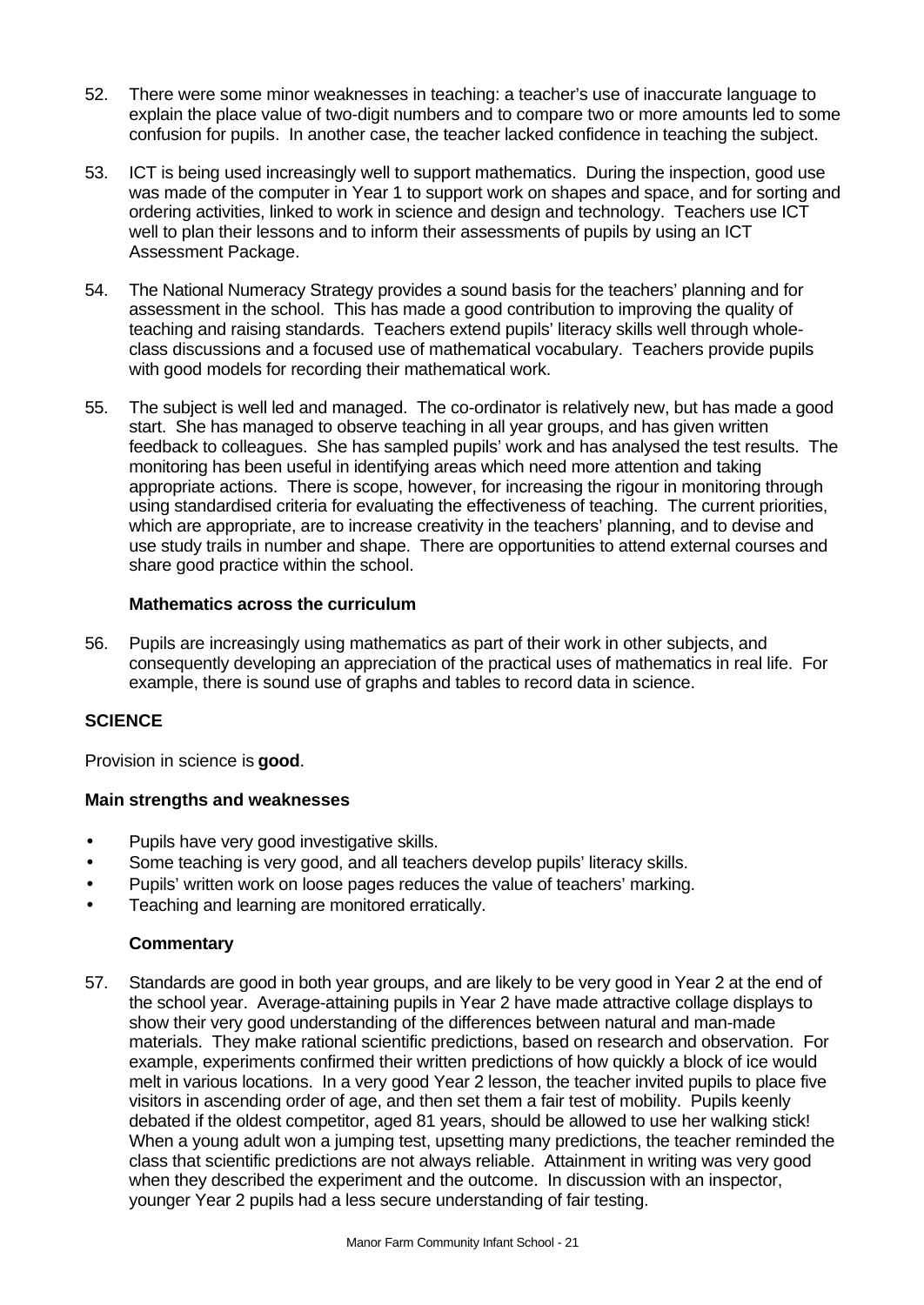52. There were some minor weaknesses in teaching: a teacher's use of inaccurate language to explain the place value of two-digit numbers and to compare two or more amounts led to some confusion for pupils. In another case, the teacher lacked confidence in teaching the subject.

53. ICT is being used increasingly well to support mathematics. During the inspection, good use was made of the computer in Year 1 to support work on shapes and space, and for sorting and ordering activities, linked to work in science and design and technology. Teachers use ICT well to plan their lessons and to inform their assessments of pupils by using an ICT Assessment Package.

54. The National Numeracy Strategy provides a sound basis for the teachers' planning and for assessment in the school. This has made a good contribution to improving the quality of teaching and raising standards. Teachers extend pupils' literacy skills well through whole-class discussions and a focused use of mathematical vocabulary. Teachers provide pupils with good models for recording their mathematical work.

55. The subject is well led and managed. The co-ordinator is relatively new, but has made a good start. She has managed to observe teaching in all year groups, and has given written feedback to colleagues. She has sampled pupils' work and has analysed the test results. The monitoring has been useful in identifying areas which need more attention and taking appropriate actions. There is scope, however, for increasing the rigour in monitoring through using standardised criteria for evaluating the effectiveness of teaching. The current priorities, which are appropriate, are to increase creativity in the teachers' planning, and to devise and use study trails in number and shape. There are opportunities to attend external courses and share good practice within the school.

### Mathematics across the curriculum

56. Pupils are increasingly using mathematics as part of their work in other subjects, and consequently developing an appreciation of the practical uses of mathematics in real life. For example, there is sound use of graphs and tables to record data in science.

## SCIENCE

Provision in science is **good**.

### Main strengths and weaknesses

- Pupils have very good investigative skills.
- Some teaching is very good, and all teachers develop pupils' literacy skills.
- Pupils' written work on loose pages reduces the value of teachers' marking.
- Teaching and learning are monitored erratically.

### Commentary

57. Standards are good in both year groups, and are likely to be very good in Year 2 at the end of the school year. Average-attaining pupils in Year 2 have made attractive collage displays to show their very good understanding of the differences between natural and man-made materials. They make rational scientific predictions, based on research and observation. For example, experiments confirmed their written predictions of how quickly a block of ice would melt in various locations. In a very good Year 2 lesson, the teacher invited pupils to place five visitors in ascending order of age, and then set them a fair test of mobility. Pupils keenly debated if the oldest competitor, aged 81 years, should be allowed to use her walking stick! When a young adult won a jumping test, upsetting many predictions, the teacher reminded the class that scientific predictions are not always reliable. Attainment in writing was very good when they described the experiment and the outcome. In discussion with an inspector, younger Year 2 pupils had a less secure understanding of fair testing.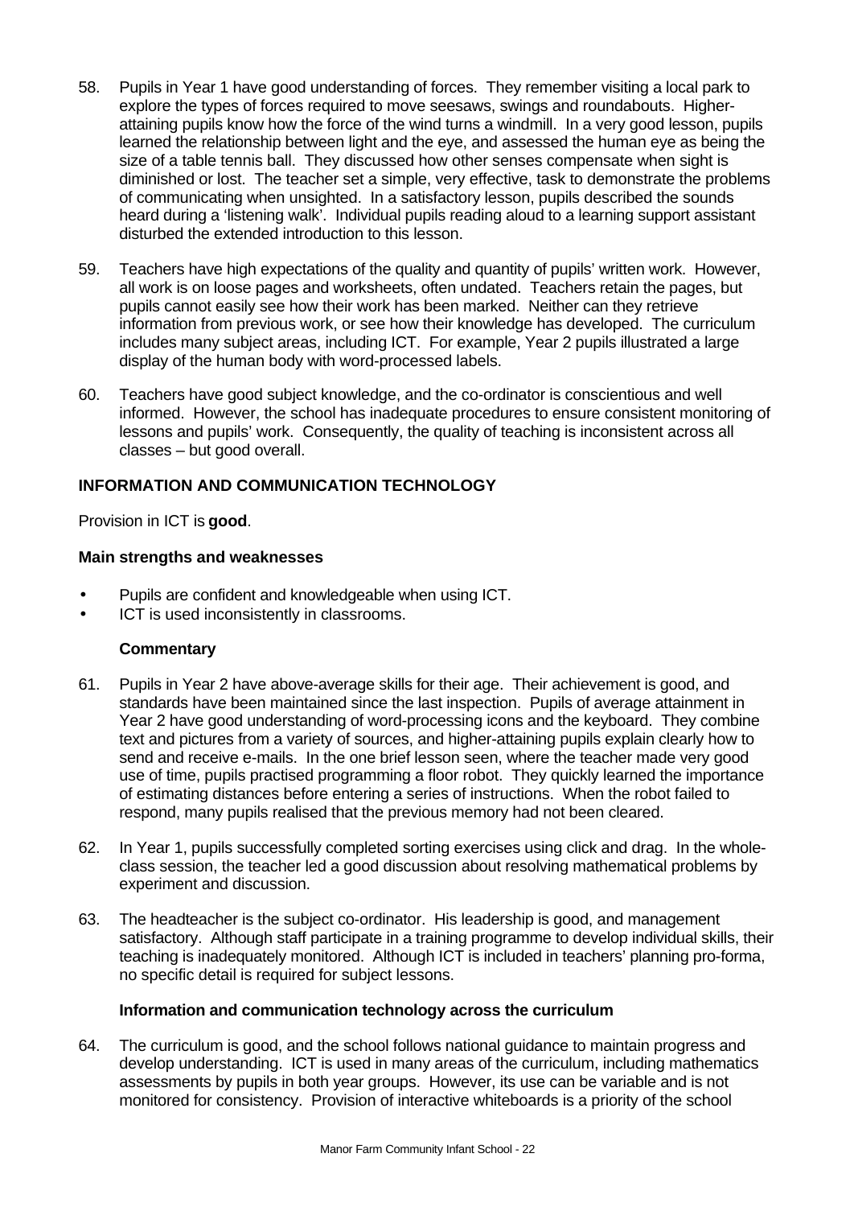58. Pupils in Year 1 have good understanding of forces. They remember visiting a local park to explore the types of forces required to move seesaws, swings and roundabouts. Higher-attaining pupils know how the force of the wind turns a windmill. In a very good lesson, pupils learned the relationship between light and the eye, and assessed the human eye as being the size of a table tennis ball. They discussed how other senses compensate when sight is diminished or lost. The teacher set a simple, very effective, task to demonstrate the problems of communicating when unsighted. In a satisfactory lesson, pupils described the sounds heard during a 'listening walk'. Individual pupils reading aloud to a learning support assistant disturbed the extended introduction to this lesson.

59. Teachers have high expectations of the quality and quantity of pupils' written work. However, all work is on loose pages and worksheets, often undated. Teachers retain the pages, but pupils cannot easily see how their work has been marked. Neither can they retrieve information from previous work, or see how their knowledge has developed. The curriculum includes many subject areas, including ICT. For example, Year 2 pupils illustrated a large display of the human body with word-processed labels.

60. Teachers have good subject knowledge, and the co-ordinator is conscientious and well informed. However, the school has inadequate procedures to ensure consistent monitoring of lessons and pupils' work. Consequently, the quality of teaching is inconsistent across all classes – but good overall.

## INFORMATION AND COMMUNICATION TECHNOLOGY

Provision in ICT is **good**.

### Main strengths and weaknesses

- Pupils are confident and knowledgeable when using ICT.
- ICT is used inconsistently in classrooms.

#### Commentary

61. Pupils in Year 2 have above-average skills for their age. Their achievement is good, and standards have been maintained since the last inspection. Pupils of average attainment in Year 2 have good understanding of word-processing icons and the keyboard. They combine text and pictures from a variety of sources, and higher-attaining pupils explain clearly how to send and receive e-mails. In the one brief lesson seen, where the teacher made very good use of time, pupils practised programming a floor robot. They quickly learned the importance of estimating distances before entering a series of instructions. When the robot failed to respond, many pupils realised that the previous memory had not been cleared.

62. In Year 1, pupils successfully completed sorting exercises using click and drag. In the whole-class session, the teacher led a good discussion about resolving mathematical problems by experiment and discussion.

63. The headteacher is the subject co-ordinator. His leadership is good, and management satisfactory. Although staff participate in a training programme to develop individual skills, their teaching is inadequately monitored. Although ICT is included in teachers' planning pro-forma, no specific detail is required for subject lessons.

#### Information and communication technology across the curriculum

64. The curriculum is good, and the school follows national guidance to maintain progress and develop understanding. ICT is used in many areas of the curriculum, including mathematics assessments by pupils in both year groups. However, its use can be variable and is not monitored for consistency. Provision of interactive whiteboards is a priority of the school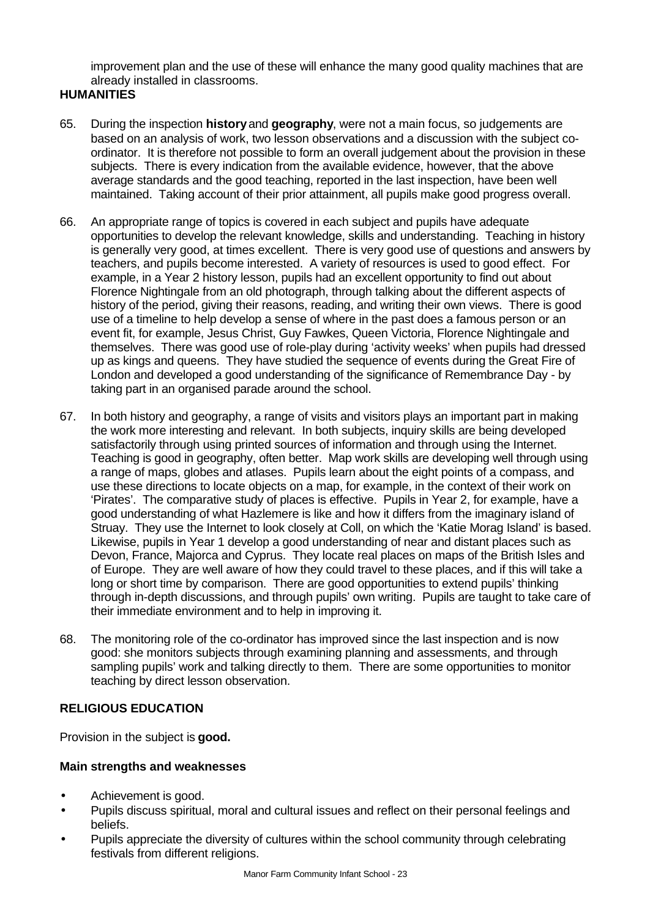improvement plan and the use of these will enhance the many good quality machines that are already installed in classrooms.

**HUMANITIES**

65. During the inspection **history** and **geography**, were not a main focus, so judgements are based on an analysis of work, two lesson observations and a discussion with the subject co-ordinator. It is therefore not possible to form an overall judgement about the provision in these subjects. There is every indication from the available evidence, however, that the above average standards and the good teaching, reported in the last inspection, have been well maintained. Taking account of their prior attainment, all pupils make good progress overall.

66. An appropriate range of topics is covered in each subject and pupils have adequate opportunities to develop the relevant knowledge, skills and understanding. Teaching in history is generally very good, at times excellent. There is very good use of questions and answers by teachers, and pupils become interested. A variety of resources is used to good effect. For example, in a Year 2 history lesson, pupils had an excellent opportunity to find out about Florence Nightingale from an old photograph, through talking about the different aspects of history of the period, giving their reasons, reading, and writing their own views. There is good use of a timeline to help develop a sense of where in the past does a famous person or an event fit, for example, Jesus Christ, Guy Fawkes, Queen Victoria, Florence Nightingale and themselves. There was good use of role-play during 'activity weeks' when pupils had dressed up as kings and queens. They have studied the sequence of events during the Great Fire of London and developed a good understanding of the significance of Remembrance Day - by taking part in an organised parade around the school.

67. In both history and geography, a range of visits and visitors plays an important part in making the work more interesting and relevant. In both subjects, inquiry skills are being developed satisfactorily through using printed sources of information and through using the Internet. Teaching is good in geography, often better. Map work skills are developing well through using a range of maps, globes and atlases. Pupils learn about the eight points of a compass, and use these directions to locate objects on a map, for example, in the context of their work on 'Pirates'. The comparative study of places is effective. Pupils in Year 2, for example, have a good understanding of what Hazlemere is like and how it differs from the imaginary island of Struay. They use the Internet to look closely at Coll, on which the 'Katie Morag Island' is based. Likewise, pupils in Year 1 develop a good understanding of near and distant places such as Devon, France, Majorca and Cyprus. They locate real places on maps of the British Isles and of Europe. They are well aware of how they could travel to these places, and if this will take a long or short time by comparison. There are good opportunities to extend pupils' thinking through in-depth discussions, and through pupils' own writing. Pupils are taught to take care of their immediate environment and to help in improving it.

68. The monitoring role of the co-ordinator has improved since the last inspection and is now good: she monitors subjects through examining planning and assessments, and through sampling pupils' work and talking directly to them. There are some opportunities to monitor teaching by direct lesson observation.

**RELIGIOUS EDUCATION**

Provision in the subject is **good.**

**Main strengths and weaknesses**

- Achievement is good.
- Pupils discuss spiritual, moral and cultural issues and reflect on their personal feelings and beliefs.
- Pupils appreciate the diversity of cultures within the school community through celebrating festivals from different religions.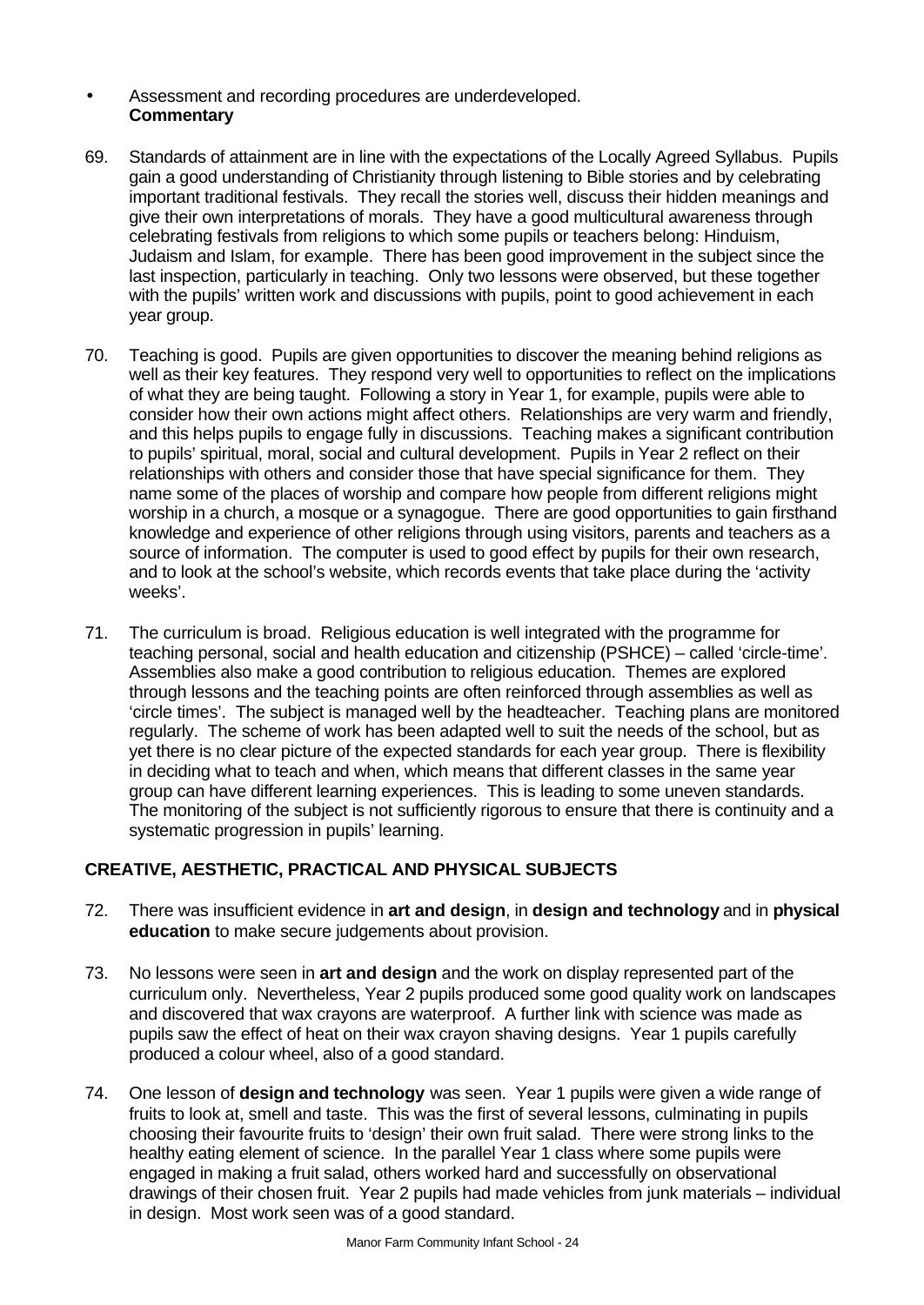- Assessment and recording procedures are underdeveloped.

**Commentary**

69. Standards of attainment are in line with the expectations of the Locally Agreed Syllabus. Pupils gain a good understanding of Christianity through listening to Bible stories and by celebrating important traditional festivals. They recall the stories well, discuss their hidden meanings and give their own interpretations of morals. They have a good multicultural awareness through celebrating festivals from religions to which some pupils or teachers belong: Hinduism, Judaism and Islam, for example. There has been good improvement in the subject since the last inspection, particularly in teaching. Only two lessons were observed, but these together with the pupils' written work and discussions with pupils, point to good achievement in each year group.

70. Teaching is good. Pupils are given opportunities to discover the meaning behind religions as well as their key features. They respond very well to opportunities to reflect on the implications of what they are being taught. Following a story in Year 1, for example, pupils were able to consider how their own actions might affect others. Relationships are very warm and friendly, and this helps pupils to engage fully in discussions. Teaching makes a significant contribution to pupils' spiritual, moral, social and cultural development. Pupils in Year 2 reflect on their relationships with others and consider those that have special significance for them. They name some of the places of worship and compare how people from different religions might worship in a church, a mosque or a synagogue. There are good opportunities to gain firsthand knowledge and experience of other religions through using visitors, parents and teachers as a source of information. The computer is used to good effect by pupils for their own research, and to look at the school's website, which records events that take place during the 'activity weeks'.

71. The curriculum is broad. Religious education is well integrated with the programme for teaching personal, social and health education and citizenship (PSHCE) – called 'circle-time'. Assemblies also make a good contribution to religious education. Themes are explored through lessons and the teaching points are often reinforced through assemblies as well as 'circle times'. The subject is managed well by the headteacher. Teaching plans are monitored regularly. The scheme of work has been adapted well to suit the needs of the school, but as yet there is no clear picture of the expected standards for each year group. There is flexibility in deciding what to teach and when, which means that different classes in the same year group can have different learning experiences. This is leading to some uneven standards. The monitoring of the subject is not sufficiently rigorous to ensure that there is continuity and a systematic progression in pupils' learning.

## CREATIVE, AESTHETIC, PRACTICAL AND PHYSICAL SUBJECTS

72. There was insufficient evidence in **art and design**, in **design and technology** and in **physical education** to make secure judgements about provision.

73. No lessons were seen in **art and design** and the work on display represented part of the curriculum only. Nevertheless, Year 2 pupils produced some good quality work on landscapes and discovered that wax crayons are waterproof. A further link with science was made as pupils saw the effect of heat on their wax crayon shaving designs. Year 1 pupils carefully produced a colour wheel, also of a good standard.

74. One lesson of **design and technology** was seen. Year 1 pupils were given a wide range of fruits to look at, smell and taste. This was the first of several lessons, culminating in pupils choosing their favourite fruits to 'design' their own fruit salad. There were strong links to the healthy eating element of science. In the parallel Year 1 class where some pupils were engaged in making a fruit salad, others worked hard and successfully on observational drawings of their chosen fruit. Year 2 pupils had made vehicles from junk materials – individual in design. Most work seen was of a good standard.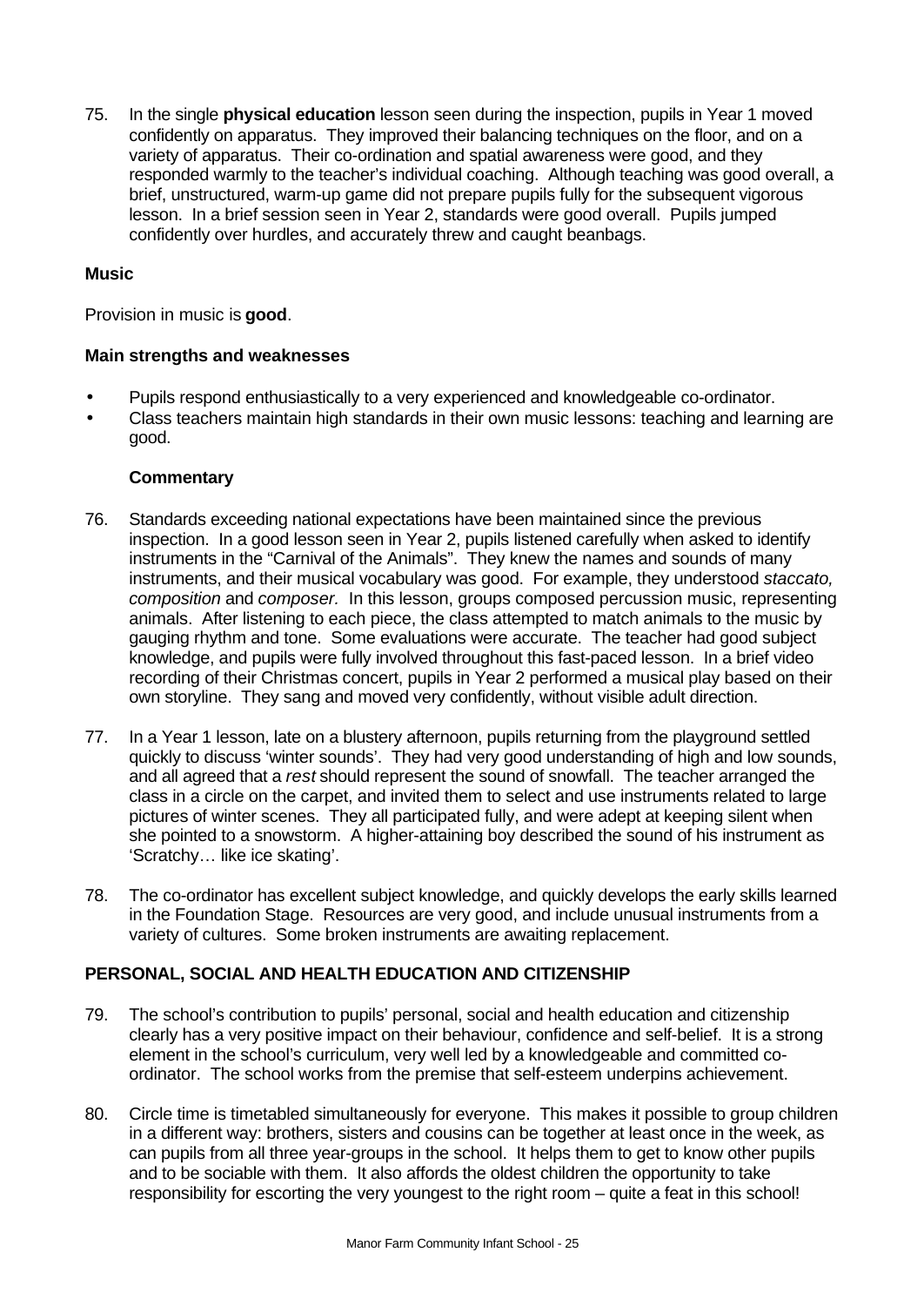75. In the single **physical education** lesson seen during the inspection, pupils in Year 1 moved confidently on apparatus. They improved their balancing techniques on the floor, and on a variety of apparatus. Their co-ordination and spatial awareness were good, and they responded warmly to the teacher's individual coaching. Although teaching was good overall, a brief, unstructured, warm-up game did not prepare pupils fully for the subsequent vigorous lesson. In a brief session seen in Year 2, standards were good overall. Pupils jumped confidently over hurdles, and accurately threw and caught beanbags.

### Music

Provision in music is **good**.

#### Main strengths and weaknesses

- Pupils respond enthusiastically to a very experienced and knowledgeable co-ordinator.
- Class teachers maintain high standards in their own music lessons: teaching and learning are good.

#### Commentary

76. Standards exceeding national expectations have been maintained since the previous inspection. In a good lesson seen in Year 2, pupils listened carefully when asked to identify instruments in the "Carnival of the Animals". They knew the names and sounds of many instruments, and their musical vocabulary was good. For example, they understood *staccato, composition* and *composer.* In this lesson, groups composed percussion music, representing animals. After listening to each piece, the class attempted to match animals to the music by gauging rhythm and tone. Some evaluations were accurate. The teacher had good subject knowledge, and pupils were fully involved throughout this fast-paced lesson. In a brief video recording of their Christmas concert, pupils in Year 2 performed a musical play based on their own storyline. They sang and moved very confidently, without visible adult direction.

77. In a Year 1 lesson, late on a blustery afternoon, pupils returning from the playground settled quickly to discuss 'winter sounds'. They had very good understanding of high and low sounds, and all agreed that a *rest* should represent the sound of snowfall. The teacher arranged the class in a circle on the carpet, and invited them to select and use instruments related to large pictures of winter scenes. They all participated fully, and were adept at keeping silent when she pointed to a snowstorm. A higher-attaining boy described the sound of his instrument as 'Scratchy… like ice skating'.

78. The co-ordinator has excellent subject knowledge, and quickly develops the early skills learned in the Foundation Stage. Resources are very good, and include unusual instruments from a variety of cultures. Some broken instruments are awaiting replacement.

### PERSONAL, SOCIAL AND HEALTH EDUCATION AND CITIZENSHIP

79. The school's contribution to pupils' personal, social and health education and citizenship clearly has a very positive impact on their behaviour, confidence and self-belief. It is a strong element in the school's curriculum, very well led by a knowledgeable and committed co-ordinator. The school works from the premise that self-esteem underpins achievement.

80. Circle time is timetabled simultaneously for everyone. This makes it possible to group children in a different way: brothers, sisters and cousins can be together at least once in the week, as can pupils from all three year-groups in the school. It helps them to get to know other pupils and to be sociable with them. It also affords the oldest children the opportunity to take responsibility for escorting the very youngest to the right room – quite a feat in this school!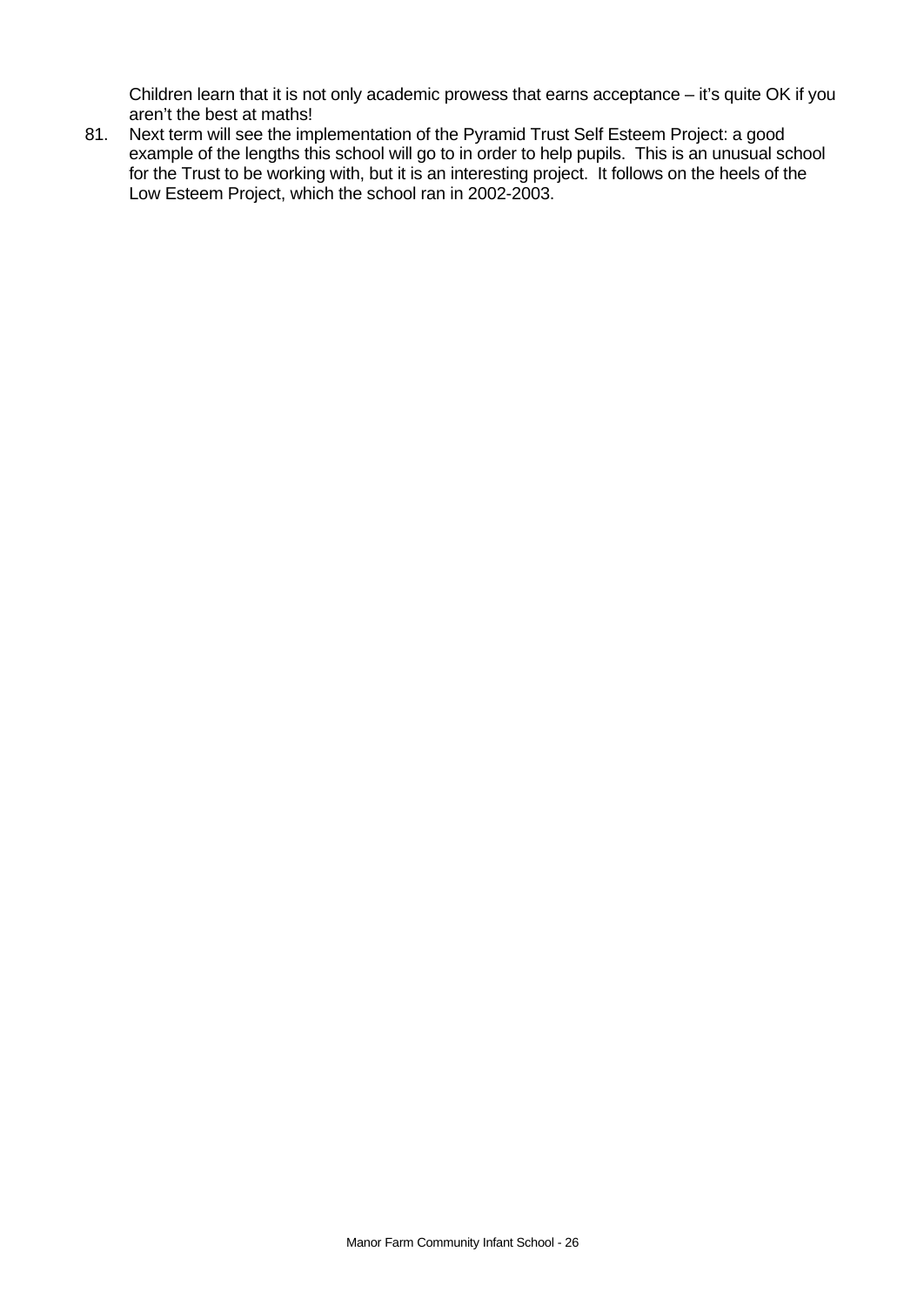Children learn that it is not only academic prowess that earns acceptance – it's quite OK if you aren't the best at maths!

81. Next term will see the implementation of the Pyramid Trust Self Esteem Project: a good example of the lengths this school will go to in order to help pupils. This is an unusual school for the Trust to be working with, but it is an interesting project. It follows on the heels of the Low Esteem Project, which the school ran in 2002-2003.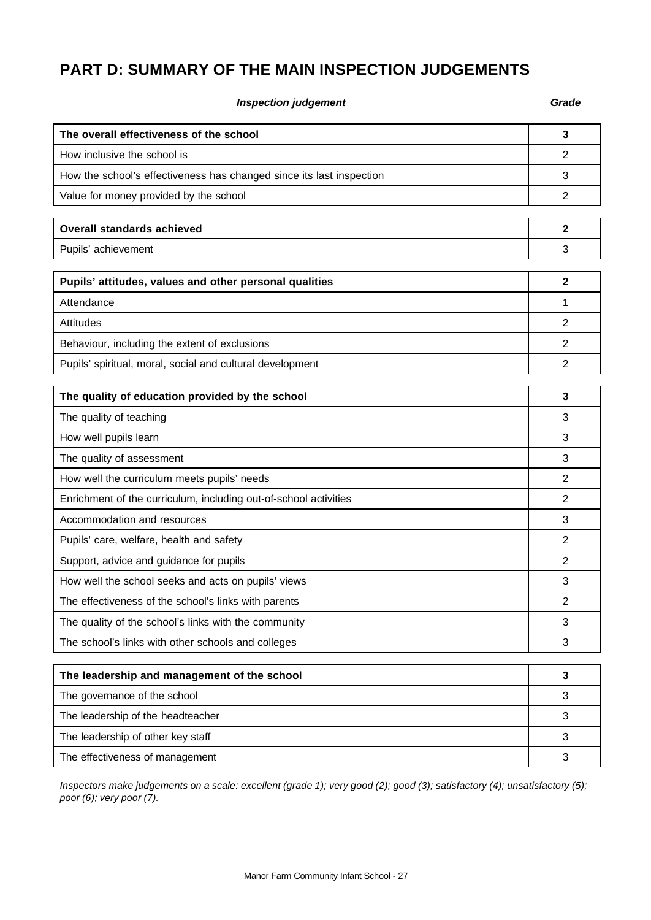# PART D: SUMMARY OF THE MAIN INSPECTION JUDGEMENTS

| *Inspection judgement* | *Grade* |
|---|---|
| **The overall effectiveness of the school** | **3** |
| How inclusive the school is | 2 |
| How the school's effectiveness has changed since its last inspection | 3 |
| Value for money provided by the school | 2 |
| **Overall standards achieved** | **2** |
| Pupils' achievement | 3 |
| **Pupils' attitudes, values and other personal qualities** | **2** |
| Attendance | 1 |
| Attitudes | 2 |
| Behaviour, including the extent of exclusions | 2 |
| Pupils' spiritual, moral, social and cultural development | 2 |
| **The quality of education provided by the school** | **3** |
| The quality of teaching | 3 |
| How well pupils learn | 3 |
| The quality of assessment | 3 |
| How well the curriculum meets pupils' needs | 2 |
| Enrichment of the curriculum, including out-of-school activities | 2 |
| Accommodation and resources | 3 |
| Pupils' care, welfare, health and safety | 2 |
| Support, advice and guidance for pupils | 2 |
| How well the school seeks and acts on pupils' views | 3 |
| The effectiveness of the school's links with parents | 2 |
| The quality of the school's links with the community | 3 |
| The school's links with other schools and colleges | 3 |
| **The leadership and management of the school** | **3** |
| The governance of the school | 3 |
| The leadership of the headteacher | 3 |
| The leadership of other key staff | 3 |
| The effectiveness of management | 3 |

*Inspectors make judgements on a scale: excellent (grade 1); very good (2); good (3); satisfactory (4); unsatisfactory (5); poor (6); very poor (7).*